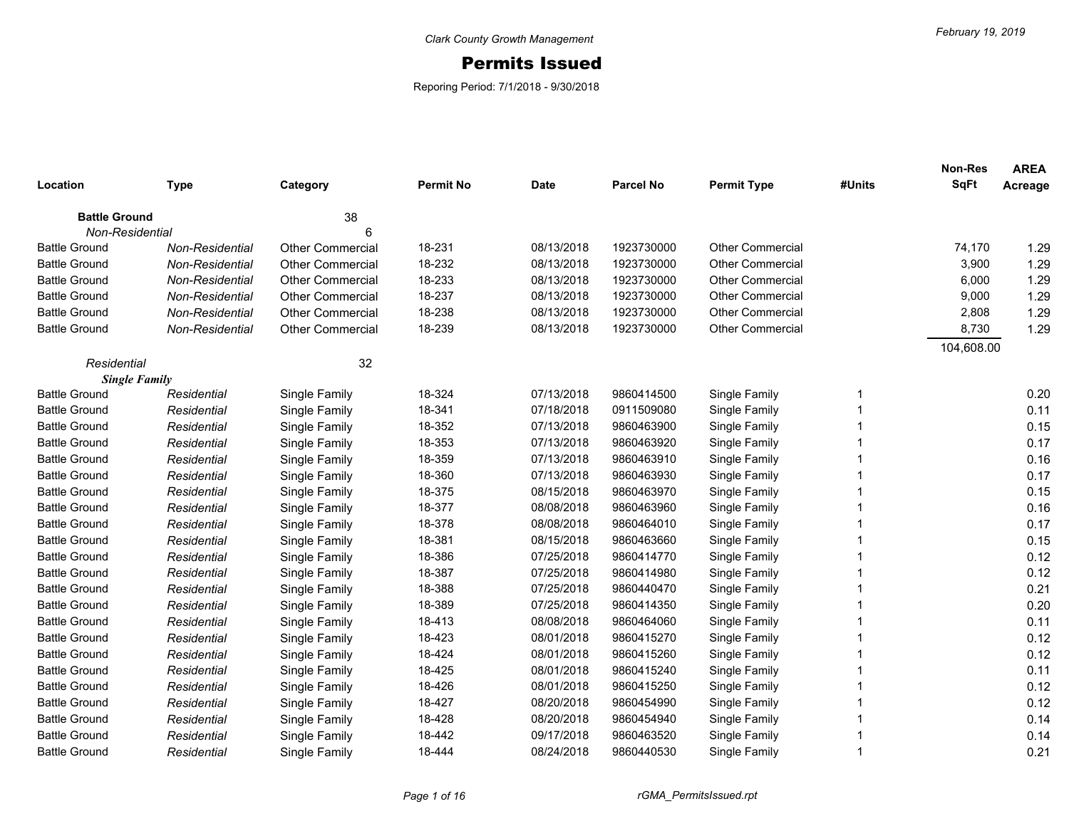Clark County Growth Management

February 19, 2019

# Permits Issued

Reporing Period: 7/1/2018 - 9/30/2018

| Location | Type | Category | Permit No | Date | Parcel No | Permit Type | #Units | Non-Res SqFt | AREA Acreage |
|---|---|---|---|---|---|---|---|---|---|
| **Battle Ground** | | 38 | | | | | | | |
| *Non-Residential* | | 6 | | | | | | | |
| Battle Ground | *Non-Residential* | Other Commercial | 18-231 | 08/13/2018 | 1923730000 | Other Commercial | | 74,170 | 1.29 |
| Battle Ground | *Non-Residential* | Other Commercial | 18-232 | 08/13/2018 | 1923730000 | Other Commercial | | 3,900 | 1.29 |
| Battle Ground | *Non-Residential* | Other Commercial | 18-233 | 08/13/2018 | 1923730000 | Other Commercial | | 6,000 | 1.29 |
| Battle Ground | *Non-Residential* | Other Commercial | 18-237 | 08/13/2018 | 1923730000 | Other Commercial | | 9,000 | 1.29 |
| Battle Ground | *Non-Residential* | Other Commercial | 18-238 | 08/13/2018 | 1923730000 | Other Commercial | | 2,808 | 1.29 |
| Battle Ground | *Non-Residential* | Other Commercial | 18-239 | 08/13/2018 | 1923730000 | Other Commercial | | 8,730 | 1.29 |
| | | | | | | | | 104,608.00 | |
| *Residential* | | 32 | | | | | | | |
| ***Single Family*** | | | | | | | | | |
| Battle Ground | *Residential* | Single Family | 18-324 | 07/13/2018 | 9860414500 | Single Family | 1 | | 0.20 |
| Battle Ground | *Residential* | Single Family | 18-341 | 07/18/2018 | 0911509080 | Single Family | 1 | | 0.11 |
| Battle Ground | *Residential* | Single Family | 18-352 | 07/13/2018 | 9860463900 | Single Family | 1 | | 0.15 |
| Battle Ground | *Residential* | Single Family | 18-353 | 07/13/2018 | 9860463920 | Single Family | 1 | | 0.17 |
| Battle Ground | *Residential* | Single Family | 18-359 | 07/13/2018 | 9860463910 | Single Family | 1 | | 0.16 |
| Battle Ground | *Residential* | Single Family | 18-360 | 07/13/2018 | 9860463930 | Single Family | 1 | | 0.17 |
| Battle Ground | *Residential* | Single Family | 18-375 | 08/15/2018 | 9860463970 | Single Family | 1 | | 0.15 |
| Battle Ground | *Residential* | Single Family | 18-377 | 08/08/2018 | 9860463960 | Single Family | 1 | | 0.16 |
| Battle Ground | *Residential* | Single Family | 18-378 | 08/08/2018 | 9860464010 | Single Family | 1 | | 0.17 |
| Battle Ground | *Residential* | Single Family | 18-381 | 08/15/2018 | 9860463660 | Single Family | 1 | | 0.15 |
| Battle Ground | *Residential* | Single Family | 18-386 | 07/25/2018 | 9860414770 | Single Family | 1 | | 0.12 |
| Battle Ground | *Residential* | Single Family | 18-387 | 07/25/2018 | 9860414980 | Single Family | 1 | | 0.12 |
| Battle Ground | *Residential* | Single Family | 18-388 | 07/25/2018 | 9860440470 | Single Family | 1 | | 0.21 |
| Battle Ground | *Residential* | Single Family | 18-389 | 07/25/2018 | 9860414350 | Single Family | 1 | | 0.20 |
| Battle Ground | *Residential* | Single Family | 18-413 | 08/08/2018 | 9860464060 | Single Family | 1 | | 0.11 |
| Battle Ground | *Residential* | Single Family | 18-423 | 08/01/2018 | 9860415270 | Single Family | 1 | | 0.12 |
| Battle Ground | *Residential* | Single Family | 18-424 | 08/01/2018 | 9860415260 | Single Family | 1 | | 0.12 |
| Battle Ground | *Residential* | Single Family | 18-425 | 08/01/2018 | 9860415240 | Single Family | 1 | | 0.11 |
| Battle Ground | *Residential* | Single Family | 18-426 | 08/01/2018 | 9860415250 | Single Family | 1 | | 0.12 |
| Battle Ground | *Residential* | Single Family | 18-427 | 08/20/2018 | 9860454990 | Single Family | 1 | | 0.12 |
| Battle Ground | *Residential* | Single Family | 18-428 | 08/20/2018 | 9860454940 | Single Family | 1 | | 0.14 |
| Battle Ground | *Residential* | Single Family | 18-442 | 09/17/2018 | 9860463520 | Single Family | 1 | | 0.14 |
| Battle Ground | *Residential* | Single Family | 18-444 | 08/24/2018 | 9860440530 | Single Family | 1 | | 0.21 |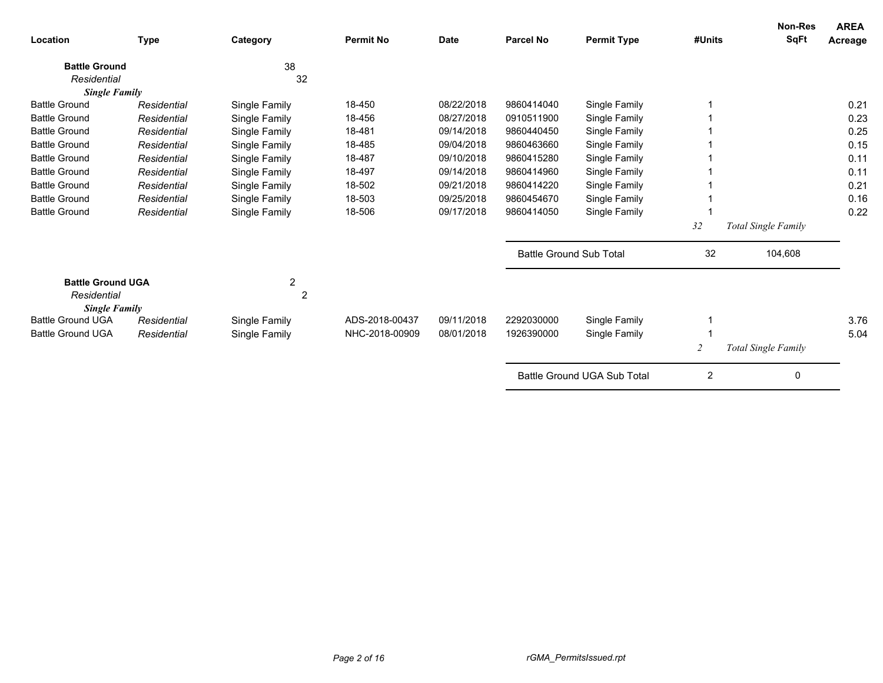| Location | Type | Category | Permit No | Date | Parcel No | Permit Type | #Units | Non-Res SqFt | AREA Acreage |
|---|---|---|---|---|---|---|---|---|---|
| **Battle Ground** | | 38 | | | | | | | |
| *Residential* | | 32 | | | | | | | |
| ***Single Family*** | | | | | | | | | |
| Battle Ground | *Residential* | Single Family | 18-450 | 08/22/2018 | 9860414040 | Single Family | 1 | | 0.21 |
| Battle Ground | *Residential* | Single Family | 18-456 | 08/27/2018 | 0910511900 | Single Family | 1 | | 0.23 |
| Battle Ground | *Residential* | Single Family | 18-481 | 09/14/2018 | 9860440450 | Single Family | 1 | | 0.25 |
| Battle Ground | *Residential* | Single Family | 18-485 | 09/04/2018 | 9860463660 | Single Family | 1 | | 0.15 |
| Battle Ground | *Residential* | Single Family | 18-487 | 09/10/2018 | 9860415280 | Single Family | 1 | | 0.11 |
| Battle Ground | *Residential* | Single Family | 18-497 | 09/14/2018 | 9860414960 | Single Family | 1 | | 0.11 |
| Battle Ground | *Residential* | Single Family | 18-502 | 09/21/2018 | 9860414220 | Single Family | 1 | | 0.21 |
| Battle Ground | *Residential* | Single Family | 18-503 | 09/25/2018 | 9860454670 | Single Family | 1 | | 0.16 |
| Battle Ground | *Residential* | Single Family | 18-506 | 09/17/2018 | 9860414050 | Single Family | 1 | | 0.22 |
| | | | | | | | *32* | *Total Single Family* | |
| | | | | | Battle Ground Sub Total | | 32 | 104,608 | |
| **Battle Ground UGA** | | 2 | | | | | | | |
| *Residential* | | 2 | | | | | | | |
| ***Single Family*** | | | | | | | | | |
| Battle Ground UGA | *Residential* | Single Family | ADS-2018-00437 | 09/11/2018 | 2292030000 | Single Family | 1 | | 3.76 |
| Battle Ground UGA | *Residential* | Single Family | NHC-2018-00909 | 08/01/2018 | 1926390000 | Single Family | 1 | | 5.04 |
| | | | | | | | *2* | *Total Single Family* | |
| | | | | | Battle Ground UGA Sub Total | | 2 | 0 | |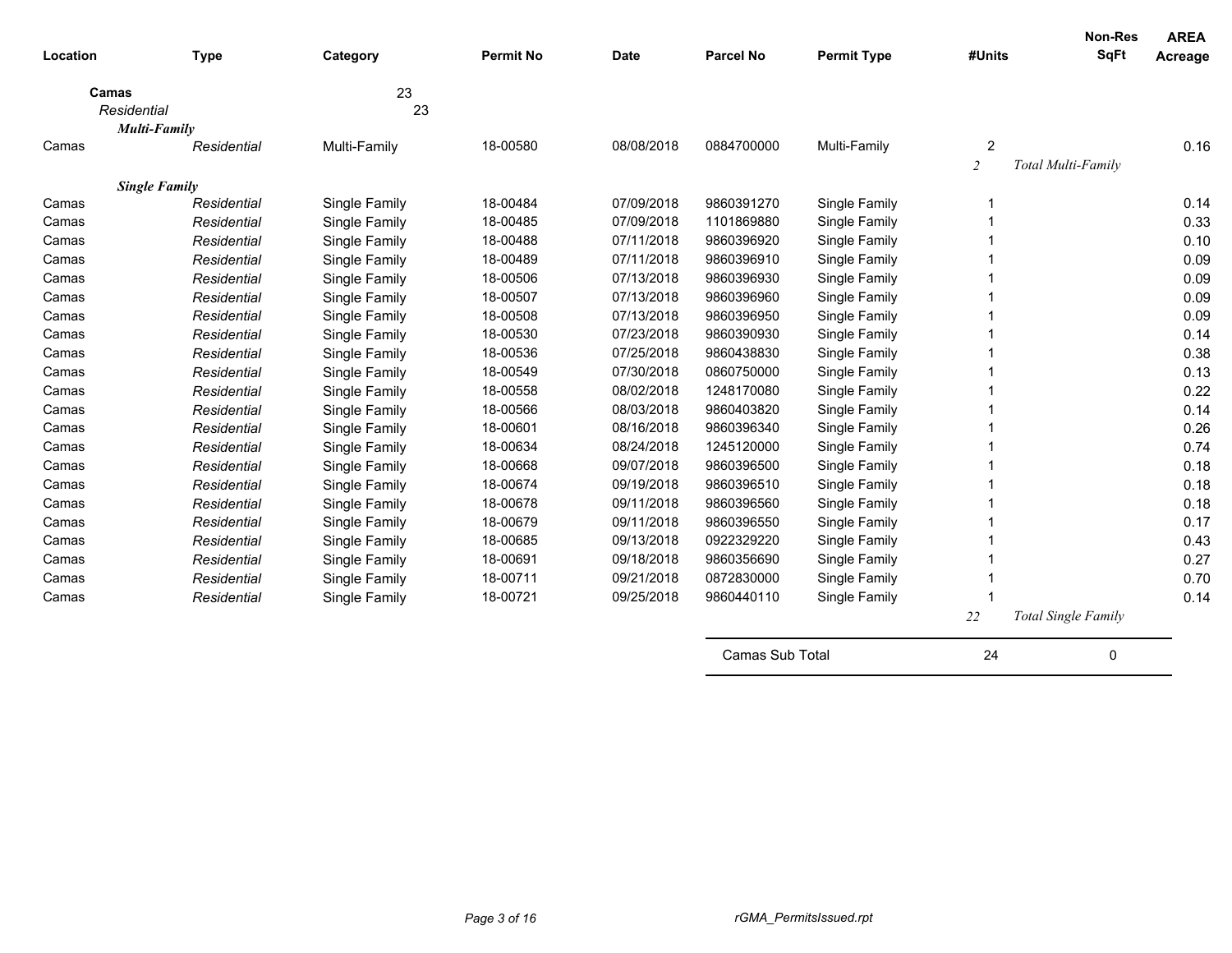| Location | Type | Category | Permit No | Date | Parcel No | Permit Type | #Units | Non-Res SqFt | AREA Acreage |
|---|---|---|---|---|---|---|---|---|---|
| **Camas** | | 23 | | | | | | | |
| *Residential* | | 23 | | | | | | | |
| ***Multi-Family*** | | | | | | | | | |
| Camas | *Residential* | Multi-Family | 18-00580 | 08/08/2018 | 0884700000 | Multi-Family | 2 | | 0.16 |
| | | | | | | | *2* | *Total Multi-Family* | |
| ***Single Family*** | | | | | | | | | |
| Camas | *Residential* | Single Family | 18-00484 | 07/09/2018 | 9860391270 | Single Family | 1 | | 0.14 |
| Camas | *Residential* | Single Family | 18-00485 | 07/09/2018 | 1101869880 | Single Family | 1 | | 0.33 |
| Camas | *Residential* | Single Family | 18-00488 | 07/11/2018 | 9860396920 | Single Family | 1 | | 0.10 |
| Camas | *Residential* | Single Family | 18-00489 | 07/11/2018 | 9860396910 | Single Family | 1 | | 0.09 |
| Camas | *Residential* | Single Family | 18-00506 | 07/13/2018 | 9860396930 | Single Family | 1 | | 0.09 |
| Camas | *Residential* | Single Family | 18-00507 | 07/13/2018 | 9860396960 | Single Family | 1 | | 0.09 |
| Camas | *Residential* | Single Family | 18-00508 | 07/13/2018 | 9860396950 | Single Family | 1 | | 0.09 |
| Camas | *Residential* | Single Family | 18-00530 | 07/23/2018 | 9860390930 | Single Family | 1 | | 0.14 |
| Camas | *Residential* | Single Family | 18-00536 | 07/25/2018 | 9860438830 | Single Family | 1 | | 0.38 |
| Camas | *Residential* | Single Family | 18-00549 | 07/30/2018 | 0860750000 | Single Family | 1 | | 0.13 |
| Camas | *Residential* | Single Family | 18-00558 | 08/02/2018 | 1248170080 | Single Family | 1 | | 0.22 |
| Camas | *Residential* | Single Family | 18-00566 | 08/03/2018 | 9860403820 | Single Family | 1 | | 0.14 |
| Camas | *Residential* | Single Family | 18-00601 | 08/16/2018 | 9860396340 | Single Family | 1 | | 0.26 |
| Camas | *Residential* | Single Family | 18-00634 | 08/24/2018 | 1245120000 | Single Family | 1 | | 0.74 |
| Camas | *Residential* | Single Family | 18-00668 | 09/07/2018 | 9860396500 | Single Family | 1 | | 0.18 |
| Camas | *Residential* | Single Family | 18-00674 | 09/19/2018 | 9860396510 | Single Family | 1 | | 0.18 |
| Camas | *Residential* | Single Family | 18-00678 | 09/11/2018 | 9860396560 | Single Family | 1 | | 0.18 |
| Camas | *Residential* | Single Family | 18-00679 | 09/11/2018 | 9860396550 | Single Family | 1 | | 0.17 |
| Camas | *Residential* | Single Family | 18-00685 | 09/13/2018 | 0922329220 | Single Family | 1 | | 0.43 |
| Camas | *Residential* | Single Family | 18-00691 | 09/18/2018 | 9860356690 | Single Family | 1 | | 0.27 |
| Camas | *Residential* | Single Family | 18-00711 | 09/21/2018 | 0872830000 | Single Family | 1 | | 0.70 |
| Camas | *Residential* | Single Family | 18-00721 | 09/25/2018 | 9860440110 | Single Family | 1 | | 0.14 |
| | | | | | | | *22* | *Total Single Family* | |
| | | | | | Camas Sub Total | | 24 | 0 | |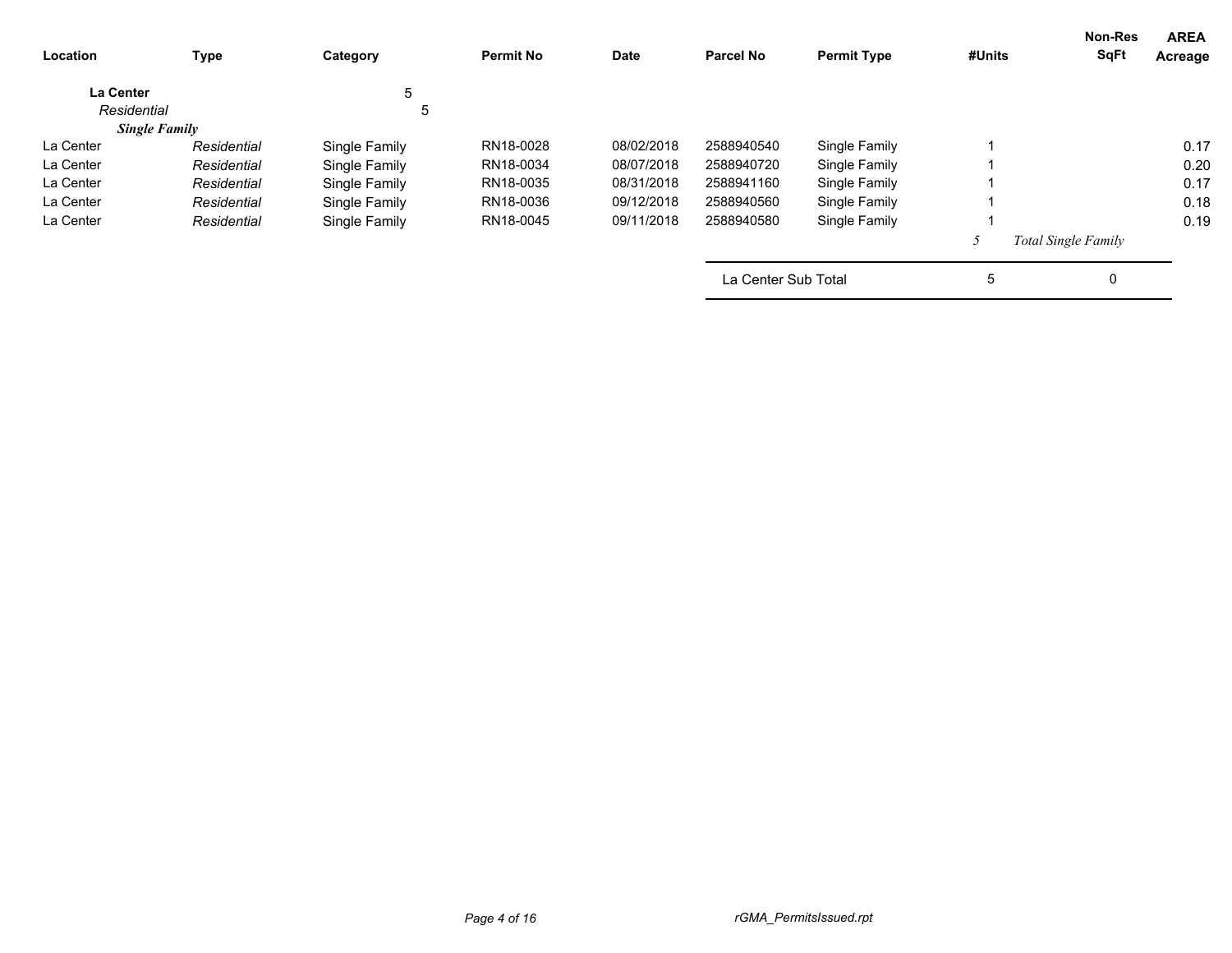| Location | Type | Category | Permit No | Date | Parcel No | Permit Type | #Units | Non-Res SqFt | AREA Acreage |
|---|---|---|---|---|---|---|---|---|---|
| **La Center** | | 5 | | | | | | | |
| *Residential* | | 5 | | | | | | | |
| ***Single Family*** | | | | | | | | | |
| La Center | *Residential* | Single Family | RN18-0028 | 08/02/2018 | 2588940540 | Single Family | 1 | | 0.17 |
| La Center | *Residential* | Single Family | RN18-0034 | 08/07/2018 | 2588940720 | Single Family | 1 | | 0.20 |
| La Center | *Residential* | Single Family | RN18-0035 | 08/31/2018 | 2588941160 | Single Family | 1 | | 0.17 |
| La Center | *Residential* | Single Family | RN18-0036 | 09/12/2018 | 2588940560 | Single Family | 1 | | 0.18 |
| La Center | *Residential* | Single Family | RN18-0045 | 09/11/2018 | 2588940580 | Single Family | 1 | | 0.19 |
| | | | | | | | *5* | *Total Single Family* | |
| | | | | | La Center Sub Total | | 5 | 0 | |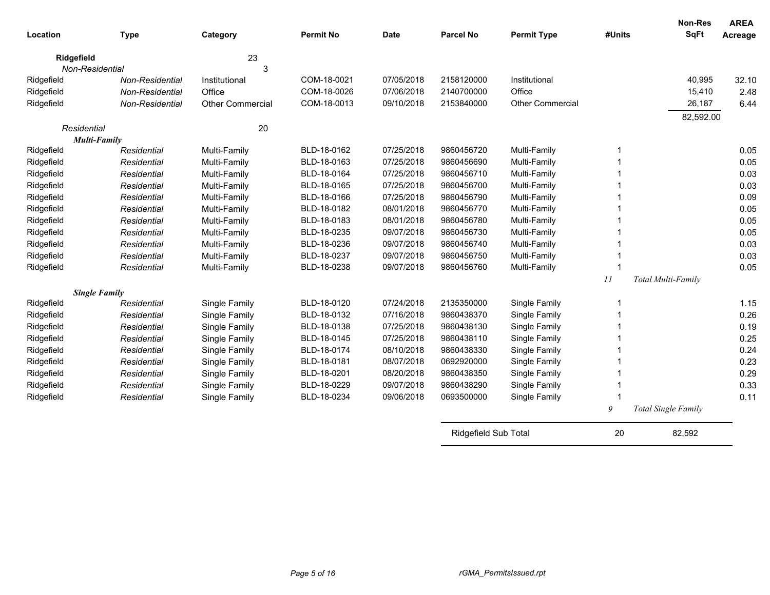| Location | Type | Category | Permit No | Date | Parcel No | Permit Type | #Units | Non-Res SqFt | AREA Acreage |
|---|---|---|---|---|---|---|---|---|---|
| **Ridgefield** | | 23 | | | | | | | |
| *Non-Residential* | | 3 | | | | | | | |
| Ridgefield | *Non-Residential* | Institutional | COM-18-0021 | 07/05/2018 | 2158120000 | Institutional | | 40,995 | 32.10 |
| Ridgefield | *Non-Residential* | Office | COM-18-0026 | 07/06/2018 | 2140700000 | Office | | 15,410 | 2.48 |
| Ridgefield | *Non-Residential* | Other Commercial | COM-18-0013 | 09/10/2018 | 2153840000 | Other Commercial | | 26,187 | 6.44 |
| | | | | | | | | 82,592.00 | |
| *Residential* | | 20 | | | | | | | |
| ***Multi-Family*** | | | | | | | | | |
| Ridgefield | *Residential* | Multi-Family | BLD-18-0162 | 07/25/2018 | 9860456720 | Multi-Family | 1 | | 0.05 |
| Ridgefield | *Residential* | Multi-Family | BLD-18-0163 | 07/25/2018 | 9860456690 | Multi-Family | 1 | | 0.05 |
| Ridgefield | *Residential* | Multi-Family | BLD-18-0164 | 07/25/2018 | 9860456710 | Multi-Family | 1 | | 0.03 |
| Ridgefield | *Residential* | Multi-Family | BLD-18-0165 | 07/25/2018 | 9860456700 | Multi-Family | 1 | | 0.03 |
| Ridgefield | *Residential* | Multi-Family | BLD-18-0166 | 07/25/2018 | 9860456790 | Multi-Family | 1 | | 0.09 |
| Ridgefield | *Residential* | Multi-Family | BLD-18-0182 | 08/01/2018 | 9860456770 | Multi-Family | 1 | | 0.05 |
| Ridgefield | *Residential* | Multi-Family | BLD-18-0183 | 08/01/2018 | 9860456780 | Multi-Family | 1 | | 0.05 |
| Ridgefield | *Residential* | Multi-Family | BLD-18-0235 | 09/07/2018 | 9860456730 | Multi-Family | 1 | | 0.05 |
| Ridgefield | *Residential* | Multi-Family | BLD-18-0236 | 09/07/2018 | 9860456740 | Multi-Family | 1 | | 0.03 |
| Ridgefield | *Residential* | Multi-Family | BLD-18-0237 | 09/07/2018 | 9860456750 | Multi-Family | 1 | | 0.03 |
| Ridgefield | *Residential* | Multi-Family | BLD-18-0238 | 09/07/2018 | 9860456760 | Multi-Family | 1 | | 0.05 |
| | | | | | | | *11* | *Total Multi-Family* | |
| ***Single Family*** | | | | | | | | | |
| Ridgefield | *Residential* | Single Family | BLD-18-0120 | 07/24/2018 | 2135350000 | Single Family | 1 | | 1.15 |
| Ridgefield | *Residential* | Single Family | BLD-18-0132 | 07/16/2018 | 9860438370 | Single Family | 1 | | 0.26 |
| Ridgefield | *Residential* | Single Family | BLD-18-0138 | 07/25/2018 | 9860438130 | Single Family | 1 | | 0.19 |
| Ridgefield | *Residential* | Single Family | BLD-18-0145 | 07/25/2018 | 9860438110 | Single Family | 1 | | 0.25 |
| Ridgefield | *Residential* | Single Family | BLD-18-0174 | 08/10/2018 | 9860438330 | Single Family | 1 | | 0.24 |
| Ridgefield | *Residential* | Single Family | BLD-18-0181 | 08/07/2018 | 0692920000 | Single Family | 1 | | 0.23 |
| Ridgefield | *Residential* | Single Family | BLD-18-0201 | 08/20/2018 | 9860438350 | Single Family | 1 | | 0.29 |
| Ridgefield | *Residential* | Single Family | BLD-18-0229 | 09/07/2018 | 9860438290 | Single Family | 1 | | 0.33 |
| Ridgefield | *Residential* | Single Family | BLD-18-0234 | 09/06/2018 | 0693500000 | Single Family | 1 | | 0.11 |
| | | | | | | | *9* | *Total Single Family* | |
| | | | | | Ridgefield Sub Total | | 20 | 82,592 | |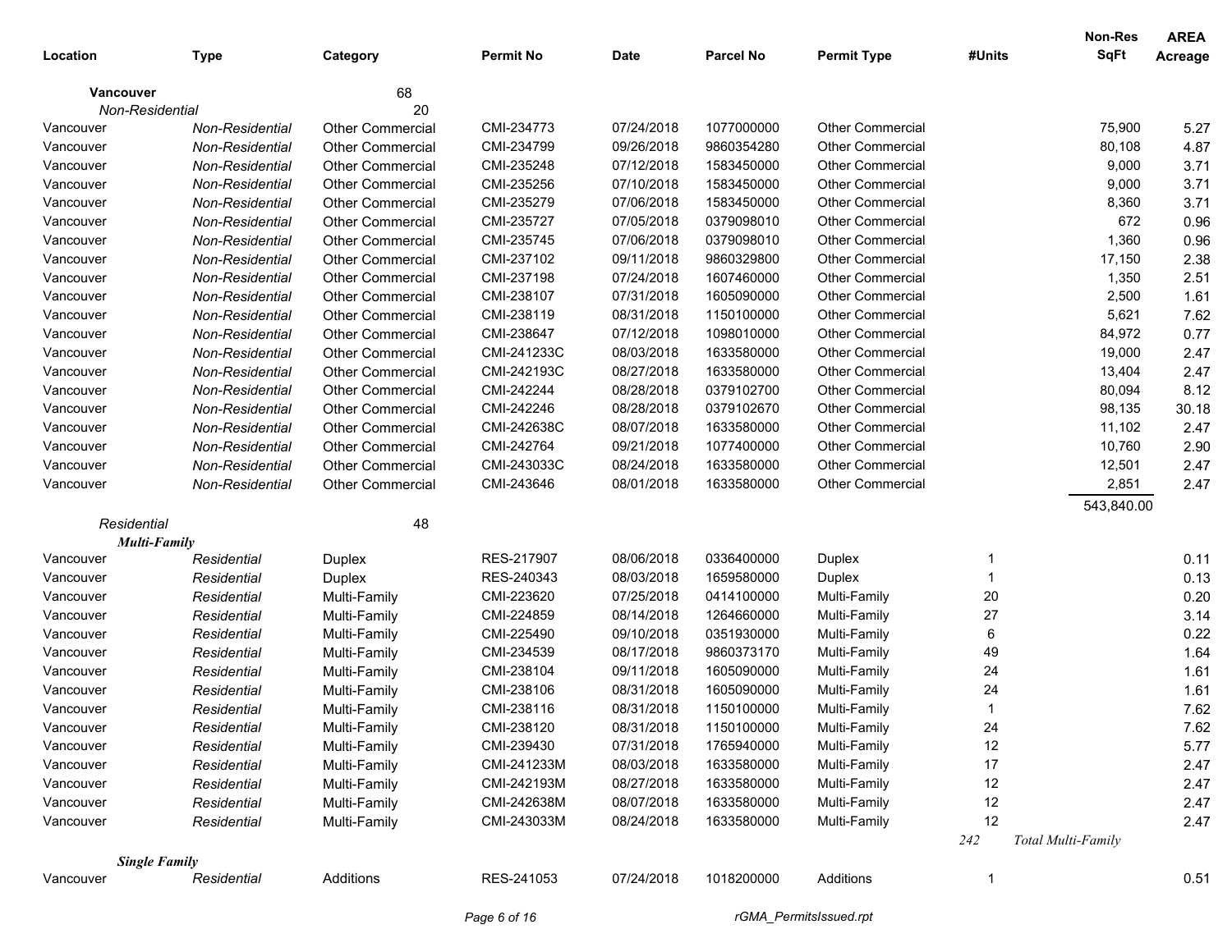| Location | Type | Category | Permit No | Date | Parcel No | Permit Type | #Units | Non-Res SqFt | AREA Acreage |
|---|---|---|---|---|---|---|---|---|---|
| **Vancouver** | | 68 | | | | | | | |
| *Non-Residential* | | 20 | | | | | | | |
| Vancouver | *Non-Residential* | Other Commercial | CMI-234773 | 07/24/2018 | 1077000000 | Other Commercial | | 75,900 | 5.27 |
| Vancouver | *Non-Residential* | Other Commercial | CMI-234799 | 09/26/2018 | 9860354280 | Other Commercial | | 80,108 | 4.87 |
| Vancouver | *Non-Residential* | Other Commercial | CMI-235248 | 07/12/2018 | 1583450000 | Other Commercial | | 9,000 | 3.71 |
| Vancouver | *Non-Residential* | Other Commercial | CMI-235256 | 07/10/2018 | 1583450000 | Other Commercial | | 9,000 | 3.71 |
| Vancouver | *Non-Residential* | Other Commercial | CMI-235279 | 07/06/2018 | 1583450000 | Other Commercial | | 8,360 | 3.71 |
| Vancouver | *Non-Residential* | Other Commercial | CMI-235727 | 07/05/2018 | 0379098010 | Other Commercial | | 672 | 0.96 |
| Vancouver | *Non-Residential* | Other Commercial | CMI-235745 | 07/06/2018 | 0379098010 | Other Commercial | | 1,360 | 0.96 |
| Vancouver | *Non-Residential* | Other Commercial | CMI-237102 | 09/11/2018 | 9860329800 | Other Commercial | | 17,150 | 2.38 |
| Vancouver | *Non-Residential* | Other Commercial | CMI-237198 | 07/24/2018 | 1607460000 | Other Commercial | | 1,350 | 2.51 |
| Vancouver | *Non-Residential* | Other Commercial | CMI-238107 | 07/31/2018 | 1605090000 | Other Commercial | | 2,500 | 1.61 |
| Vancouver | *Non-Residential* | Other Commercial | CMI-238119 | 08/31/2018 | 1150100000 | Other Commercial | | 5,621 | 7.62 |
| Vancouver | *Non-Residential* | Other Commercial | CMI-238647 | 07/12/2018 | 1098010000 | Other Commercial | | 84,972 | 0.77 |
| Vancouver | *Non-Residential* | Other Commercial | CMI-241233C | 08/03/2018 | 1633580000 | Other Commercial | | 19,000 | 2.47 |
| Vancouver | *Non-Residential* | Other Commercial | CMI-242193C | 08/27/2018 | 1633580000 | Other Commercial | | 13,404 | 2.47 |
| Vancouver | *Non-Residential* | Other Commercial | CMI-242244 | 08/28/2018 | 0379102700 | Other Commercial | | 80,094 | 8.12 |
| Vancouver | *Non-Residential* | Other Commercial | CMI-242246 | 08/28/2018 | 0379102670 | Other Commercial | | 98,135 | 30.18 |
| Vancouver | *Non-Residential* | Other Commercial | CMI-242638C | 08/07/2018 | 1633580000 | Other Commercial | | 11,102 | 2.47 |
| Vancouver | *Non-Residential* | Other Commercial | CMI-242764 | 09/21/2018 | 1077400000 | Other Commercial | | 10,760 | 2.90 |
| Vancouver | *Non-Residential* | Other Commercial | CMI-243033C | 08/24/2018 | 1633580000 | Other Commercial | | 12,501 | 2.47 |
| Vancouver | *Non-Residential* | Other Commercial | CMI-243646 | 08/01/2018 | 1633580000 | Other Commercial | | 2,851 | 2.47 |
| | | | | | | | | 543,840.00 | |
| *Residential* | | 48 | | | | | | | |
| ***Multi-Family*** | | | | | | | | | |
| Vancouver | *Residential* | Duplex | RES-217907 | 08/06/2018 | 0336400000 | Duplex | 1 | | 0.11 |
| Vancouver | *Residential* | Duplex | RES-240343 | 08/03/2018 | 1659580000 | Duplex | 1 | | 0.13 |
| Vancouver | *Residential* | Multi-Family | CMI-223620 | 07/25/2018 | 0414100000 | Multi-Family | 20 | | 0.20 |
| Vancouver | *Residential* | Multi-Family | CMI-224859 | 08/14/2018 | 1264660000 | Multi-Family | 27 | | 3.14 |
| Vancouver | *Residential* | Multi-Family | CMI-225490 | 09/10/2018 | 0351930000 | Multi-Family | 6 | | 0.22 |
| Vancouver | *Residential* | Multi-Family | CMI-234539 | 08/17/2018 | 9860373170 | Multi-Family | 49 | | 1.64 |
| Vancouver | *Residential* | Multi-Family | CMI-238104 | 09/11/2018 | 1605090000 | Multi-Family | 24 | | 1.61 |
| Vancouver | *Residential* | Multi-Family | CMI-238106 | 08/31/2018 | 1605090000 | Multi-Family | 24 | | 1.61 |
| Vancouver | *Residential* | Multi-Family | CMI-238116 | 08/31/2018 | 1150100000 | Multi-Family | 1 | | 7.62 |
| Vancouver | *Residential* | Multi-Family | CMI-238120 | 08/31/2018 | 1150100000 | Multi-Family | 24 | | 7.62 |
| Vancouver | *Residential* | Multi-Family | CMI-239430 | 07/31/2018 | 1765940000 | Multi-Family | 12 | | 5.77 |
| Vancouver | *Residential* | Multi-Family | CMI-241233M | 08/03/2018 | 1633580000 | Multi-Family | 17 | | 2.47 |
| Vancouver | *Residential* | Multi-Family | CMI-242193M | 08/27/2018 | 1633580000 | Multi-Family | 12 | | 2.47 |
| Vancouver | *Residential* | Multi-Family | CMI-242638M | 08/07/2018 | 1633580000 | Multi-Family | 12 | | 2.47 |
| Vancouver | *Residential* | Multi-Family | CMI-243033M | 08/24/2018 | 1633580000 | Multi-Family | 12 | | 2.47 |
| | | | | | | | *242* | *Total Multi-Family* | |
| ***Single Family*** | | | | | | | | | |
| Vancouver | *Residential* | Additions | RES-241053 | 07/24/2018 | 1018200000 | Additions | 1 | | 0.51 |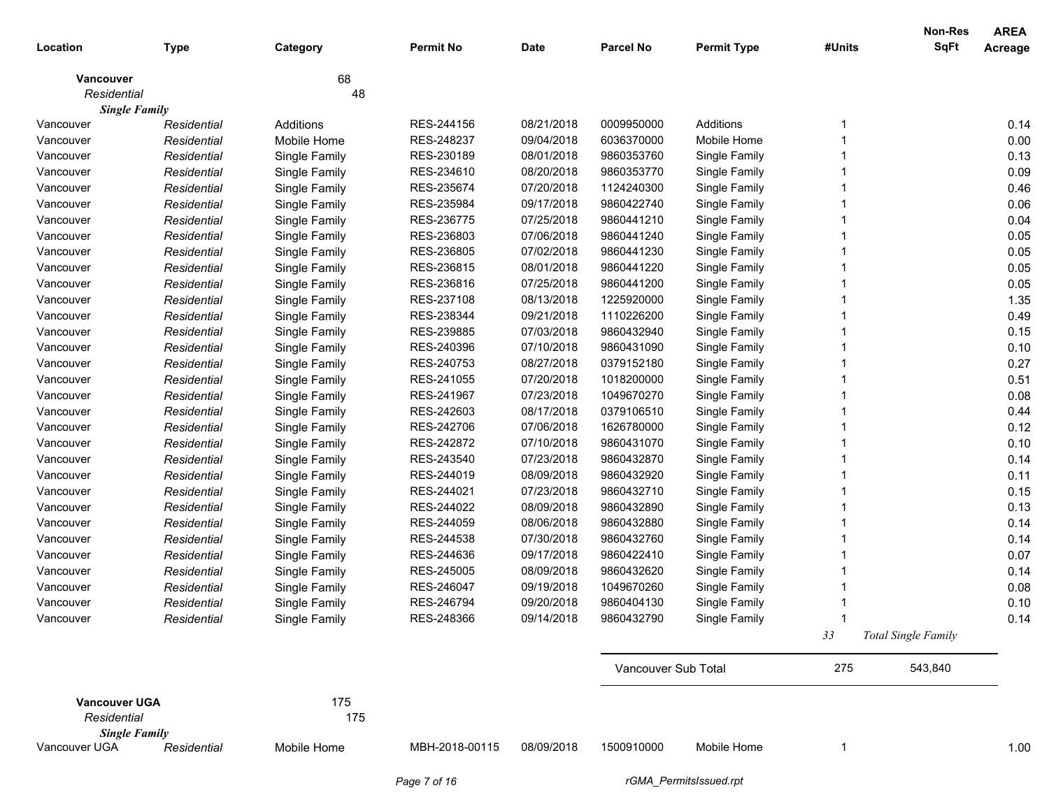| Location | Type | Category | Permit No | Date | Parcel No | Permit Type | #Units | Non-Res SqFt | AREA Acreage |
|---|---|---|---|---|---|---|---|---|---|
| **Vancouver** | | 68 | | | | | | | |
| *Residential* | | 48 | | | | | | | |
| ***Single Family*** | | | | | | | | | |
| Vancouver | *Residential* | Additions | RES-244156 | 08/21/2018 | 0009950000 | Additions | 1 | | 0.14 |
| Vancouver | *Residential* | Mobile Home | RES-248237 | 09/04/2018 | 6036370000 | Mobile Home | 1 | | 0.00 |
| Vancouver | *Residential* | Single Family | RES-230189 | 08/01/2018 | 9860353760 | Single Family | 1 | | 0.13 |
| Vancouver | *Residential* | Single Family | RES-234610 | 08/20/2018 | 9860353770 | Single Family | 1 | | 0.09 |
| Vancouver | *Residential* | Single Family | RES-235674 | 07/20/2018 | 1124240300 | Single Family | 1 | | 0.46 |
| Vancouver | *Residential* | Single Family | RES-235984 | 09/17/2018 | 9860422740 | Single Family | 1 | | 0.06 |
| Vancouver | *Residential* | Single Family | RES-236775 | 07/25/2018 | 9860441210 | Single Family | 1 | | 0.04 |
| Vancouver | *Residential* | Single Family | RES-236803 | 07/06/2018 | 9860441240 | Single Family | 1 | | 0.05 |
| Vancouver | *Residential* | Single Family | RES-236805 | 07/02/2018 | 9860441230 | Single Family | 1 | | 0.05 |
| Vancouver | *Residential* | Single Family | RES-236815 | 08/01/2018 | 9860441220 | Single Family | 1 | | 0.05 |
| Vancouver | *Residential* | Single Family | RES-236816 | 07/25/2018 | 9860441200 | Single Family | 1 | | 0.05 |
| Vancouver | *Residential* | Single Family | RES-237108 | 08/13/2018 | 1225920000 | Single Family | 1 | | 1.35 |
| Vancouver | *Residential* | Single Family | RES-238344 | 09/21/2018 | 1110226200 | Single Family | 1 | | 0.49 |
| Vancouver | *Residential* | Single Family | RES-239885 | 07/03/2018 | 9860432940 | Single Family | 1 | | 0.15 |
| Vancouver | *Residential* | Single Family | RES-240396 | 07/10/2018 | 9860431090 | Single Family | 1 | | 0.10 |
| Vancouver | *Residential* | Single Family | RES-240753 | 08/27/2018 | 0379152180 | Single Family | 1 | | 0.27 |
| Vancouver | *Residential* | Single Family | RES-241055 | 07/20/2018 | 1018200000 | Single Family | 1 | | 0.51 |
| Vancouver | *Residential* | Single Family | RES-241967 | 07/23/2018 | 1049670270 | Single Family | 1 | | 0.08 |
| Vancouver | *Residential* | Single Family | RES-242603 | 08/17/2018 | 0379106510 | Single Family | 1 | | 0.44 |
| Vancouver | *Residential* | Single Family | RES-242706 | 07/06/2018 | 1626780000 | Single Family | 1 | | 0.12 |
| Vancouver | *Residential* | Single Family | RES-242872 | 07/10/2018 | 9860431070 | Single Family | 1 | | 0.10 |
| Vancouver | *Residential* | Single Family | RES-243540 | 07/23/2018 | 9860432870 | Single Family | 1 | | 0.14 |
| Vancouver | *Residential* | Single Family | RES-244019 | 08/09/2018 | 9860432920 | Single Family | 1 | | 0.11 |
| Vancouver | *Residential* | Single Family | RES-244021 | 07/23/2018 | 9860432710 | Single Family | 1 | | 0.15 |
| Vancouver | *Residential* | Single Family | RES-244022 | 08/09/2018 | 9860432890 | Single Family | 1 | | 0.13 |
| Vancouver | *Residential* | Single Family | RES-244059 | 08/06/2018 | 9860432880 | Single Family | 1 | | 0.14 |
| Vancouver | *Residential* | Single Family | RES-244538 | 07/30/2018 | 9860432760 | Single Family | 1 | | 0.14 |
| Vancouver | *Residential* | Single Family | RES-244636 | 09/17/2018 | 9860422410 | Single Family | 1 | | 0.07 |
| Vancouver | *Residential* | Single Family | RES-245005 | 08/09/2018 | 9860432620 | Single Family | 1 | | 0.14 |
| Vancouver | *Residential* | Single Family | RES-246047 | 09/19/2018 | 1049670260 | Single Family | 1 | | 0.08 |
| Vancouver | *Residential* | Single Family | RES-246794 | 09/20/2018 | 9860404130 | Single Family | 1 | | 0.10 |
| Vancouver | *Residential* | Single Family | RES-248366 | 09/14/2018 | 9860432790 | Single Family | 1 | | 0.14 |
| | | | | | | | *33* | *Total Single Family* | |
| | | | | | Vancouver Sub Total | | 275 | 543,840 | |
| **Vancouver UGA** | | 175 | | | | | | | |
| *Residential* | | 175 | | | | | | | |
| ***Single Family*** | | | | | | | | | |
| Vancouver UGA | *Residential* | Mobile Home | MBH-2018-00115 | 08/09/2018 | 1500910000 | Mobile Home | 1 | | 1.00 |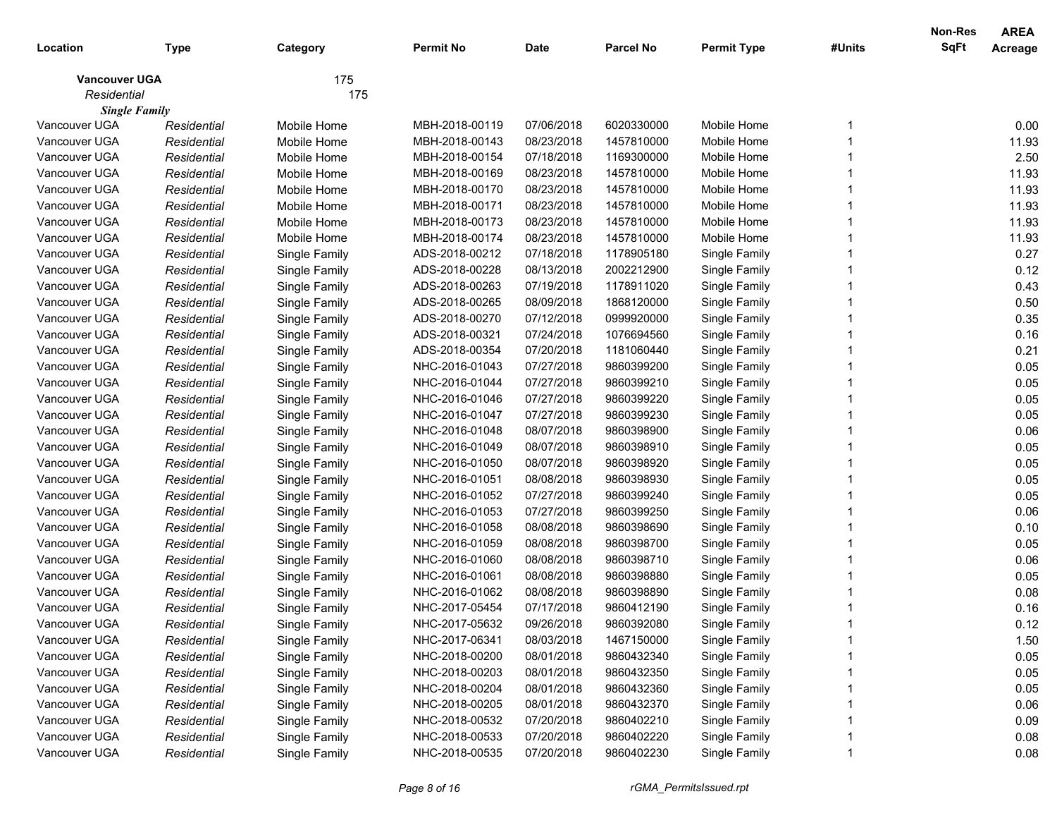| Location | Type | Category | Permit No | Date | Parcel No | Permit Type | #Units | Non-Res SqFt | AREA Acreage |
|---|---|---|---|---|---|---|---|---|---|
| **Vancouver UGA** | | 175 | | | | | | | |
| *Residential* | | 175 | | | | | | | |
| ***Single Family*** | | | | | | | | | |
| Vancouver UGA | *Residential* | Mobile Home | MBH-2018-00119 | 07/06/2018 | 6020330000 | Mobile Home | 1 | | 0.00 |
| Vancouver UGA | *Residential* | Mobile Home | MBH-2018-00143 | 08/23/2018 | 1457810000 | Mobile Home | 1 | | 11.93 |
| Vancouver UGA | *Residential* | Mobile Home | MBH-2018-00154 | 07/18/2018 | 1169300000 | Mobile Home | 1 | | 2.50 |
| Vancouver UGA | *Residential* | Mobile Home | MBH-2018-00169 | 08/23/2018 | 1457810000 | Mobile Home | 1 | | 11.93 |
| Vancouver UGA | *Residential* | Mobile Home | MBH-2018-00170 | 08/23/2018 | 1457810000 | Mobile Home | 1 | | 11.93 |
| Vancouver UGA | *Residential* | Mobile Home | MBH-2018-00171 | 08/23/2018 | 1457810000 | Mobile Home | 1 | | 11.93 |
| Vancouver UGA | *Residential* | Mobile Home | MBH-2018-00173 | 08/23/2018 | 1457810000 | Mobile Home | 1 | | 11.93 |
| Vancouver UGA | *Residential* | Mobile Home | MBH-2018-00174 | 08/23/2018 | 1457810000 | Mobile Home | 1 | | 11.93 |
| Vancouver UGA | *Residential* | Single Family | ADS-2018-00212 | 07/18/2018 | 1178905180 | Single Family | 1 | | 0.27 |
| Vancouver UGA | *Residential* | Single Family | ADS-2018-00228 | 08/13/2018 | 2002212900 | Single Family | 1 | | 0.12 |
| Vancouver UGA | *Residential* | Single Family | ADS-2018-00263 | 07/19/2018 | 1178911020 | Single Family | 1 | | 0.43 |
| Vancouver UGA | *Residential* | Single Family | ADS-2018-00265 | 08/09/2018 | 1868120000 | Single Family | 1 | | 0.50 |
| Vancouver UGA | *Residential* | Single Family | ADS-2018-00270 | 07/12/2018 | 0999920000 | Single Family | 1 | | 0.35 |
| Vancouver UGA | *Residential* | Single Family | ADS-2018-00321 | 07/24/2018 | 1076694560 | Single Family | 1 | | 0.16 |
| Vancouver UGA | *Residential* | Single Family | ADS-2018-00354 | 07/20/2018 | 1181060440 | Single Family | 1 | | 0.21 |
| Vancouver UGA | *Residential* | Single Family | NHC-2016-01043 | 07/27/2018 | 9860399200 | Single Family | 1 | | 0.05 |
| Vancouver UGA | *Residential* | Single Family | NHC-2016-01044 | 07/27/2018 | 9860399210 | Single Family | 1 | | 0.05 |
| Vancouver UGA | *Residential* | Single Family | NHC-2016-01046 | 07/27/2018 | 9860399220 | Single Family | 1 | | 0.05 |
| Vancouver UGA | *Residential* | Single Family | NHC-2016-01047 | 07/27/2018 | 9860399230 | Single Family | 1 | | 0.05 |
| Vancouver UGA | *Residential* | Single Family | NHC-2016-01048 | 08/07/2018 | 9860398900 | Single Family | 1 | | 0.06 |
| Vancouver UGA | *Residential* | Single Family | NHC-2016-01049 | 08/07/2018 | 9860398910 | Single Family | 1 | | 0.05 |
| Vancouver UGA | *Residential* | Single Family | NHC-2016-01050 | 08/07/2018 | 9860398920 | Single Family | 1 | | 0.05 |
| Vancouver UGA | *Residential* | Single Family | NHC-2016-01051 | 08/08/2018 | 9860398930 | Single Family | 1 | | 0.05 |
| Vancouver UGA | *Residential* | Single Family | NHC-2016-01052 | 07/27/2018 | 9860399240 | Single Family | 1 | | 0.05 |
| Vancouver UGA | *Residential* | Single Family | NHC-2016-01053 | 07/27/2018 | 9860399250 | Single Family | 1 | | 0.06 |
| Vancouver UGA | *Residential* | Single Family | NHC-2016-01058 | 08/08/2018 | 9860398690 | Single Family | 1 | | 0.10 |
| Vancouver UGA | *Residential* | Single Family | NHC-2016-01059 | 08/08/2018 | 9860398700 | Single Family | 1 | | 0.05 |
| Vancouver UGA | *Residential* | Single Family | NHC-2016-01060 | 08/08/2018 | 9860398710 | Single Family | 1 | | 0.06 |
| Vancouver UGA | *Residential* | Single Family | NHC-2016-01061 | 08/08/2018 | 9860398880 | Single Family | 1 | | 0.05 |
| Vancouver UGA | *Residential* | Single Family | NHC-2016-01062 | 08/08/2018 | 9860398890 | Single Family | 1 | | 0.08 |
| Vancouver UGA | *Residential* | Single Family | NHC-2017-05454 | 07/17/2018 | 9860412190 | Single Family | 1 | | 0.16 |
| Vancouver UGA | *Residential* | Single Family | NHC-2017-05632 | 09/26/2018 | 9860392080 | Single Family | 1 | | 0.12 |
| Vancouver UGA | *Residential* | Single Family | NHC-2017-06341 | 08/03/2018 | 1467150000 | Single Family | 1 | | 1.50 |
| Vancouver UGA | *Residential* | Single Family | NHC-2018-00200 | 08/01/2018 | 9860432340 | Single Family | 1 | | 0.05 |
| Vancouver UGA | *Residential* | Single Family | NHC-2018-00203 | 08/01/2018 | 9860432350 | Single Family | 1 | | 0.05 |
| Vancouver UGA | *Residential* | Single Family | NHC-2018-00204 | 08/01/2018 | 9860432360 | Single Family | 1 | | 0.05 |
| Vancouver UGA | *Residential* | Single Family | NHC-2018-00205 | 08/01/2018 | 9860432370 | Single Family | 1 | | 0.06 |
| Vancouver UGA | *Residential* | Single Family | NHC-2018-00532 | 07/20/2018 | 9860402210 | Single Family | 1 | | 0.09 |
| Vancouver UGA | *Residential* | Single Family | NHC-2018-00533 | 07/20/2018 | 9860402220 | Single Family | 1 | | 0.08 |
| Vancouver UGA | *Residential* | Single Family | NHC-2018-00535 | 07/20/2018 | 9860402230 | Single Family | 1 | | 0.08 |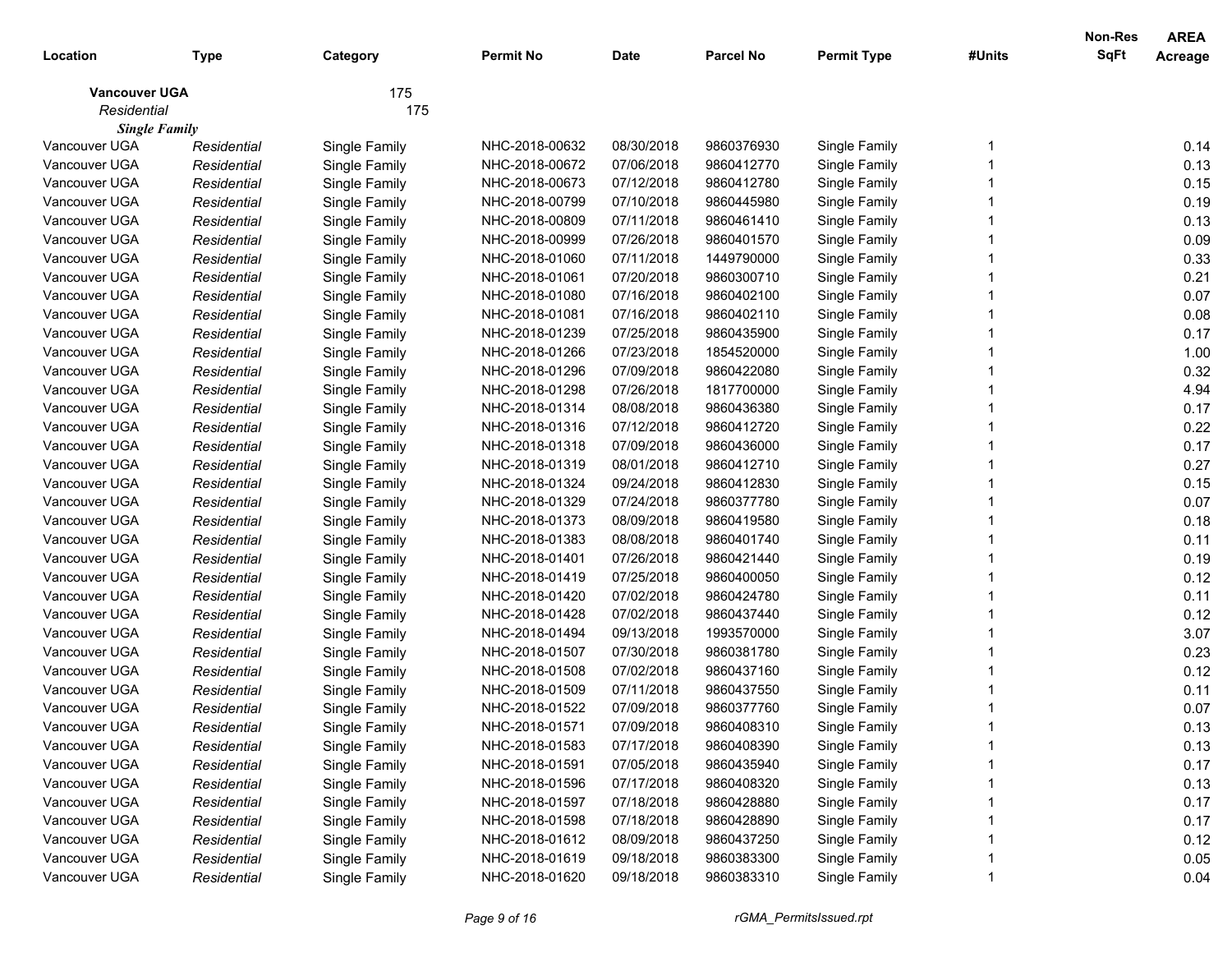| Location | Type | Category | Permit No | Date | Parcel No | Permit Type | #Units | Non-Res SqFt | AREA Acreage |
|---|---|---|---|---|---|---|---|---|---|
| **Vancouver UGA** | | 175 | | | | | | | |
| *Residential* | | 175 | | | | | | | |
| ***Single Family*** | | | | | | | | | |
| Vancouver UGA | *Residential* | Single Family | NHC-2018-00632 | 08/30/2018 | 9860376930 | Single Family | 1 | | 0.14 |
| Vancouver UGA | *Residential* | Single Family | NHC-2018-00672 | 07/06/2018 | 9860412770 | Single Family | 1 | | 0.13 |
| Vancouver UGA | *Residential* | Single Family | NHC-2018-00673 | 07/12/2018 | 9860412780 | Single Family | 1 | | 0.15 |
| Vancouver UGA | *Residential* | Single Family | NHC-2018-00799 | 07/10/2018 | 9860445980 | Single Family | 1 | | 0.19 |
| Vancouver UGA | *Residential* | Single Family | NHC-2018-00809 | 07/11/2018 | 9860461410 | Single Family | 1 | | 0.13 |
| Vancouver UGA | *Residential* | Single Family | NHC-2018-00999 | 07/26/2018 | 9860401570 | Single Family | 1 | | 0.09 |
| Vancouver UGA | *Residential* | Single Family | NHC-2018-01060 | 07/11/2018 | 1449790000 | Single Family | 1 | | 0.33 |
| Vancouver UGA | *Residential* | Single Family | NHC-2018-01061 | 07/20/2018 | 9860300710 | Single Family | 1 | | 0.21 |
| Vancouver UGA | *Residential* | Single Family | NHC-2018-01080 | 07/16/2018 | 9860402100 | Single Family | 1 | | 0.07 |
| Vancouver UGA | *Residential* | Single Family | NHC-2018-01081 | 07/16/2018 | 9860402110 | Single Family | 1 | | 0.08 |
| Vancouver UGA | *Residential* | Single Family | NHC-2018-01239 | 07/25/2018 | 9860435900 | Single Family | 1 | | 0.17 |
| Vancouver UGA | *Residential* | Single Family | NHC-2018-01266 | 07/23/2018 | 1854520000 | Single Family | 1 | | 1.00 |
| Vancouver UGA | *Residential* | Single Family | NHC-2018-01296 | 07/09/2018 | 9860422080 | Single Family | 1 | | 0.32 |
| Vancouver UGA | *Residential* | Single Family | NHC-2018-01298 | 07/26/2018 | 1817700000 | Single Family | 1 | | 4.94 |
| Vancouver UGA | *Residential* | Single Family | NHC-2018-01314 | 08/08/2018 | 9860436380 | Single Family | 1 | | 0.17 |
| Vancouver UGA | *Residential* | Single Family | NHC-2018-01316 | 07/12/2018 | 9860412720 | Single Family | 1 | | 0.22 |
| Vancouver UGA | *Residential* | Single Family | NHC-2018-01318 | 07/09/2018 | 9860436000 | Single Family | 1 | | 0.17 |
| Vancouver UGA | *Residential* | Single Family | NHC-2018-01319 | 08/01/2018 | 9860412710 | Single Family | 1 | | 0.27 |
| Vancouver UGA | *Residential* | Single Family | NHC-2018-01324 | 09/24/2018 | 9860412830 | Single Family | 1 | | 0.15 |
| Vancouver UGA | *Residential* | Single Family | NHC-2018-01329 | 07/24/2018 | 9860377780 | Single Family | 1 | | 0.07 |
| Vancouver UGA | *Residential* | Single Family | NHC-2018-01373 | 08/09/2018 | 9860419580 | Single Family | 1 | | 0.18 |
| Vancouver UGA | *Residential* | Single Family | NHC-2018-01383 | 08/08/2018 | 9860401740 | Single Family | 1 | | 0.11 |
| Vancouver UGA | *Residential* | Single Family | NHC-2018-01401 | 07/26/2018 | 9860421440 | Single Family | 1 | | 0.19 |
| Vancouver UGA | *Residential* | Single Family | NHC-2018-01419 | 07/25/2018 | 9860400050 | Single Family | 1 | | 0.12 |
| Vancouver UGA | *Residential* | Single Family | NHC-2018-01420 | 07/02/2018 | 9860424780 | Single Family | 1 | | 0.11 |
| Vancouver UGA | *Residential* | Single Family | NHC-2018-01428 | 07/02/2018 | 9860437440 | Single Family | 1 | | 0.12 |
| Vancouver UGA | *Residential* | Single Family | NHC-2018-01494 | 09/13/2018 | 1993570000 | Single Family | 1 | | 3.07 |
| Vancouver UGA | *Residential* | Single Family | NHC-2018-01507 | 07/30/2018 | 9860381780 | Single Family | 1 | | 0.23 |
| Vancouver UGA | *Residential* | Single Family | NHC-2018-01508 | 07/02/2018 | 9860437160 | Single Family | 1 | | 0.12 |
| Vancouver UGA | *Residential* | Single Family | NHC-2018-01509 | 07/11/2018 | 9860437550 | Single Family | 1 | | 0.11 |
| Vancouver UGA | *Residential* | Single Family | NHC-2018-01522 | 07/09/2018 | 9860377760 | Single Family | 1 | | 0.07 |
| Vancouver UGA | *Residential* | Single Family | NHC-2018-01571 | 07/09/2018 | 9860408310 | Single Family | 1 | | 0.13 |
| Vancouver UGA | *Residential* | Single Family | NHC-2018-01583 | 07/17/2018 | 9860408390 | Single Family | 1 | | 0.13 |
| Vancouver UGA | *Residential* | Single Family | NHC-2018-01591 | 07/05/2018 | 9860435940 | Single Family | 1 | | 0.17 |
| Vancouver UGA | *Residential* | Single Family | NHC-2018-01596 | 07/17/2018 | 9860408320 | Single Family | 1 | | 0.13 |
| Vancouver UGA | *Residential* | Single Family | NHC-2018-01597 | 07/18/2018 | 9860428880 | Single Family | 1 | | 0.17 |
| Vancouver UGA | *Residential* | Single Family | NHC-2018-01598 | 07/18/2018 | 9860428890 | Single Family | 1 | | 0.17 |
| Vancouver UGA | *Residential* | Single Family | NHC-2018-01612 | 08/09/2018 | 9860437250 | Single Family | 1 | | 0.12 |
| Vancouver UGA | *Residential* | Single Family | NHC-2018-01619 | 09/18/2018 | 9860383300 | Single Family | 1 | | 0.05 |
| Vancouver UGA | *Residential* | Single Family | NHC-2018-01620 | 09/18/2018 | 9860383310 | Single Family | 1 | | 0.04 |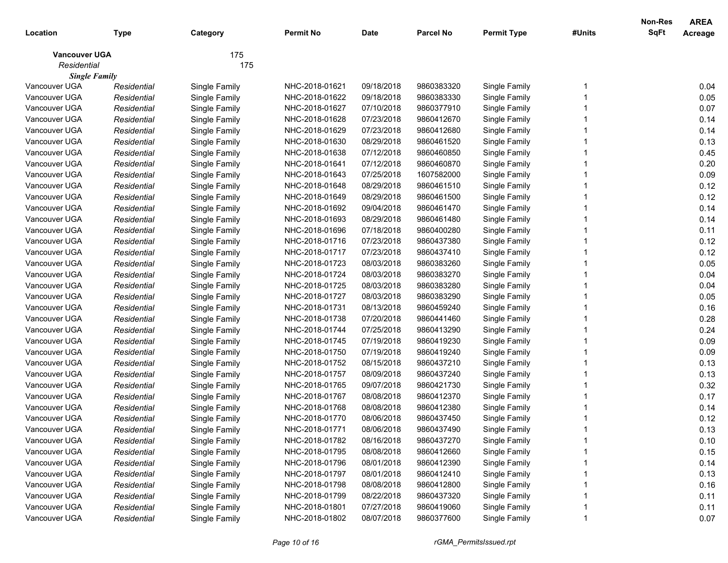| Location | Type | Category | Permit No | Date | Parcel No | Permit Type | #Units | Non-Res SqFt | AREA Acreage |
|---|---|---|---|---|---|---|---|---|---|
| **Vancouver UGA** | | 175 | | | | | | | |
| *Residential* | | 175 | | | | | | | |
| ***Single Family*** | | | | | | | | | |
| Vancouver UGA | *Residential* | Single Family | NHC-2018-01621 | 09/18/2018 | 9860383320 | Single Family | 1 | | 0.04 |
| Vancouver UGA | *Residential* | Single Family | NHC-2018-01622 | 09/18/2018 | 9860383330 | Single Family | 1 | | 0.05 |
| Vancouver UGA | *Residential* | Single Family | NHC-2018-01627 | 07/10/2018 | 9860377910 | Single Family | 1 | | 0.07 |
| Vancouver UGA | *Residential* | Single Family | NHC-2018-01628 | 07/23/2018 | 9860412670 | Single Family | 1 | | 0.14 |
| Vancouver UGA | *Residential* | Single Family | NHC-2018-01629 | 07/23/2018 | 9860412680 | Single Family | 1 | | 0.14 |
| Vancouver UGA | *Residential* | Single Family | NHC-2018-01630 | 08/29/2018 | 9860461520 | Single Family | 1 | | 0.13 |
| Vancouver UGA | *Residential* | Single Family | NHC-2018-01638 | 07/12/2018 | 9860460850 | Single Family | 1 | | 0.45 |
| Vancouver UGA | *Residential* | Single Family | NHC-2018-01641 | 07/12/2018 | 9860460870 | Single Family | 1 | | 0.20 |
| Vancouver UGA | *Residential* | Single Family | NHC-2018-01643 | 07/25/2018 | 1607582000 | Single Family | 1 | | 0.09 |
| Vancouver UGA | *Residential* | Single Family | NHC-2018-01648 | 08/29/2018 | 9860461510 | Single Family | 1 | | 0.12 |
| Vancouver UGA | *Residential* | Single Family | NHC-2018-01649 | 08/29/2018 | 9860461500 | Single Family | 1 | | 0.12 |
| Vancouver UGA | *Residential* | Single Family | NHC-2018-01692 | 09/04/2018 | 9860461470 | Single Family | 1 | | 0.14 |
| Vancouver UGA | *Residential* | Single Family | NHC-2018-01693 | 08/29/2018 | 9860461480 | Single Family | 1 | | 0.14 |
| Vancouver UGA | *Residential* | Single Family | NHC-2018-01696 | 07/18/2018 | 9860400280 | Single Family | 1 | | 0.11 |
| Vancouver UGA | *Residential* | Single Family | NHC-2018-01716 | 07/23/2018 | 9860437380 | Single Family | 1 | | 0.12 |
| Vancouver UGA | *Residential* | Single Family | NHC-2018-01717 | 07/23/2018 | 9860437410 | Single Family | 1 | | 0.12 |
| Vancouver UGA | *Residential* | Single Family | NHC-2018-01723 | 08/03/2018 | 9860383260 | Single Family | 1 | | 0.05 |
| Vancouver UGA | *Residential* | Single Family | NHC-2018-01724 | 08/03/2018 | 9860383270 | Single Family | 1 | | 0.04 |
| Vancouver UGA | *Residential* | Single Family | NHC-2018-01725 | 08/03/2018 | 9860383280 | Single Family | 1 | | 0.04 |
| Vancouver UGA | *Residential* | Single Family | NHC-2018-01727 | 08/03/2018 | 9860383290 | Single Family | 1 | | 0.05 |
| Vancouver UGA | *Residential* | Single Family | NHC-2018-01731 | 08/13/2018 | 9860459240 | Single Family | 1 | | 0.16 |
| Vancouver UGA | *Residential* | Single Family | NHC-2018-01738 | 07/20/2018 | 9860441460 | Single Family | 1 | | 0.28 |
| Vancouver UGA | *Residential* | Single Family | NHC-2018-01744 | 07/25/2018 | 9860413290 | Single Family | 1 | | 0.24 |
| Vancouver UGA | *Residential* | Single Family | NHC-2018-01745 | 07/19/2018 | 9860419230 | Single Family | 1 | | 0.09 |
| Vancouver UGA | *Residential* | Single Family | NHC-2018-01750 | 07/19/2018 | 9860419240 | Single Family | 1 | | 0.09 |
| Vancouver UGA | *Residential* | Single Family | NHC-2018-01752 | 08/15/2018 | 9860437210 | Single Family | 1 | | 0.13 |
| Vancouver UGA | *Residential* | Single Family | NHC-2018-01757 | 08/09/2018 | 9860437240 | Single Family | 1 | | 0.13 |
| Vancouver UGA | *Residential* | Single Family | NHC-2018-01765 | 09/07/2018 | 9860421730 | Single Family | 1 | | 0.32 |
| Vancouver UGA | *Residential* | Single Family | NHC-2018-01767 | 08/08/2018 | 9860412370 | Single Family | 1 | | 0.17 |
| Vancouver UGA | *Residential* | Single Family | NHC-2018-01768 | 08/08/2018 | 9860412380 | Single Family | 1 | | 0.14 |
| Vancouver UGA | *Residential* | Single Family | NHC-2018-01770 | 08/06/2018 | 9860437450 | Single Family | 1 | | 0.12 |
| Vancouver UGA | *Residential* | Single Family | NHC-2018-01771 | 08/06/2018 | 9860437490 | Single Family | 1 | | 0.13 |
| Vancouver UGA | *Residential* | Single Family | NHC-2018-01782 | 08/16/2018 | 9860437270 | Single Family | 1 | | 0.10 |
| Vancouver UGA | *Residential* | Single Family | NHC-2018-01795 | 08/08/2018 | 9860412660 | Single Family | 1 | | 0.15 |
| Vancouver UGA | *Residential* | Single Family | NHC-2018-01796 | 08/01/2018 | 9860412390 | Single Family | 1 | | 0.14 |
| Vancouver UGA | *Residential* | Single Family | NHC-2018-01797 | 08/01/2018 | 9860412410 | Single Family | 1 | | 0.13 |
| Vancouver UGA | *Residential* | Single Family | NHC-2018-01798 | 08/08/2018 | 9860412800 | Single Family | 1 | | 0.16 |
| Vancouver UGA | *Residential* | Single Family | NHC-2018-01799 | 08/22/2018 | 9860437320 | Single Family | 1 | | 0.11 |
| Vancouver UGA | *Residential* | Single Family | NHC-2018-01801 | 07/27/2018 | 9860419060 | Single Family | 1 | | 0.11 |
| Vancouver UGA | *Residential* | Single Family | NHC-2018-01802 | 08/07/2018 | 9860377600 | Single Family | 1 | | 0.07 |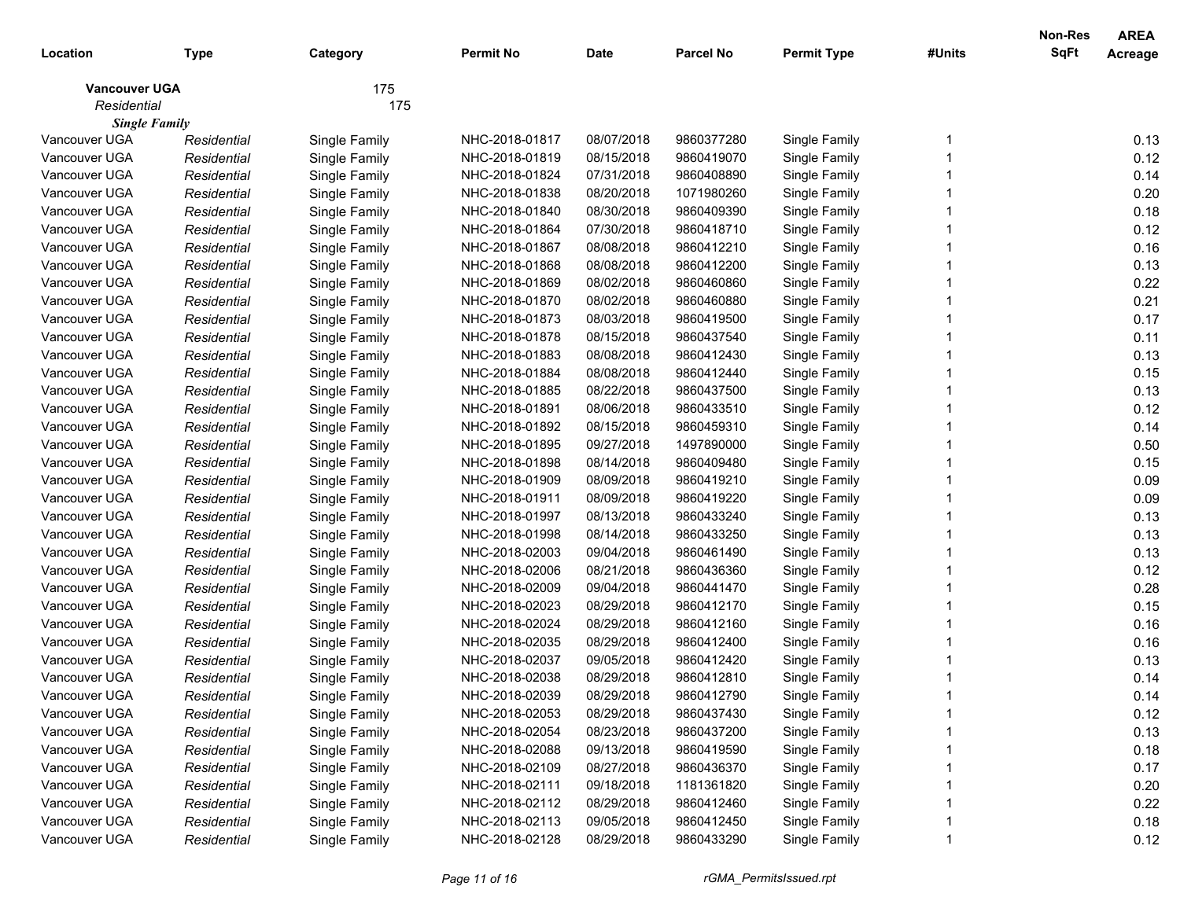| Location | Type | Category | Permit No | Date | Parcel No | Permit Type | #Units | Non-Res SqFt | AREA Acreage |
|---|---|---|---|---|---|---|---|---|---|
| **Vancouver UGA** | | 175 | | | | | | | |
| *Residential* | | 175 | | | | | | | |
| ***Single Family*** | | | | | | | | | |
| Vancouver UGA | *Residential* | Single Family | NHC-2018-01817 | 08/07/2018 | 9860377280 | Single Family | 1 | | 0.13 |
| Vancouver UGA | *Residential* | Single Family | NHC-2018-01819 | 08/15/2018 | 9860419070 | Single Family | 1 | | 0.12 |
| Vancouver UGA | *Residential* | Single Family | NHC-2018-01824 | 07/31/2018 | 9860408890 | Single Family | 1 | | 0.14 |
| Vancouver UGA | *Residential* | Single Family | NHC-2018-01838 | 08/20/2018 | 1071980260 | Single Family | 1 | | 0.20 |
| Vancouver UGA | *Residential* | Single Family | NHC-2018-01840 | 08/30/2018 | 9860409390 | Single Family | 1 | | 0.18 |
| Vancouver UGA | *Residential* | Single Family | NHC-2018-01864 | 07/30/2018 | 9860418710 | Single Family | 1 | | 0.12 |
| Vancouver UGA | *Residential* | Single Family | NHC-2018-01867 | 08/08/2018 | 9860412210 | Single Family | 1 | | 0.16 |
| Vancouver UGA | *Residential* | Single Family | NHC-2018-01868 | 08/08/2018 | 9860412200 | Single Family | 1 | | 0.13 |
| Vancouver UGA | *Residential* | Single Family | NHC-2018-01869 | 08/02/2018 | 9860460860 | Single Family | 1 | | 0.22 |
| Vancouver UGA | *Residential* | Single Family | NHC-2018-01870 | 08/02/2018 | 9860460880 | Single Family | 1 | | 0.21 |
| Vancouver UGA | *Residential* | Single Family | NHC-2018-01873 | 08/03/2018 | 9860419500 | Single Family | 1 | | 0.17 |
| Vancouver UGA | *Residential* | Single Family | NHC-2018-01878 | 08/15/2018 | 9860437540 | Single Family | 1 | | 0.11 |
| Vancouver UGA | *Residential* | Single Family | NHC-2018-01883 | 08/08/2018 | 9860412430 | Single Family | 1 | | 0.13 |
| Vancouver UGA | *Residential* | Single Family | NHC-2018-01884 | 08/08/2018 | 9860412440 | Single Family | 1 | | 0.15 |
| Vancouver UGA | *Residential* | Single Family | NHC-2018-01885 | 08/22/2018 | 9860437500 | Single Family | 1 | | 0.13 |
| Vancouver UGA | *Residential* | Single Family | NHC-2018-01891 | 08/06/2018 | 9860433510 | Single Family | 1 | | 0.12 |
| Vancouver UGA | *Residential* | Single Family | NHC-2018-01892 | 08/15/2018 | 9860459310 | Single Family | 1 | | 0.14 |
| Vancouver UGA | *Residential* | Single Family | NHC-2018-01895 | 09/27/2018 | 1497890000 | Single Family | 1 | | 0.50 |
| Vancouver UGA | *Residential* | Single Family | NHC-2018-01898 | 08/14/2018 | 9860409480 | Single Family | 1 | | 0.15 |
| Vancouver UGA | *Residential* | Single Family | NHC-2018-01909 | 08/09/2018 | 9860419210 | Single Family | 1 | | 0.09 |
| Vancouver UGA | *Residential* | Single Family | NHC-2018-01911 | 08/09/2018 | 9860419220 | Single Family | 1 | | 0.09 |
| Vancouver UGA | *Residential* | Single Family | NHC-2018-01997 | 08/13/2018 | 9860433240 | Single Family | 1 | | 0.13 |
| Vancouver UGA | *Residential* | Single Family | NHC-2018-01998 | 08/14/2018 | 9860433250 | Single Family | 1 | | 0.13 |
| Vancouver UGA | *Residential* | Single Family | NHC-2018-02003 | 09/04/2018 | 9860461490 | Single Family | 1 | | 0.13 |
| Vancouver UGA | *Residential* | Single Family | NHC-2018-02006 | 08/21/2018 | 9860436360 | Single Family | 1 | | 0.12 |
| Vancouver UGA | *Residential* | Single Family | NHC-2018-02009 | 09/04/2018 | 9860441470 | Single Family | 1 | | 0.28 |
| Vancouver UGA | *Residential* | Single Family | NHC-2018-02023 | 08/29/2018 | 9860412170 | Single Family | 1 | | 0.15 |
| Vancouver UGA | *Residential* | Single Family | NHC-2018-02024 | 08/29/2018 | 9860412160 | Single Family | 1 | | 0.16 |
| Vancouver UGA | *Residential* | Single Family | NHC-2018-02035 | 08/29/2018 | 9860412400 | Single Family | 1 | | 0.16 |
| Vancouver UGA | *Residential* | Single Family | NHC-2018-02037 | 09/05/2018 | 9860412420 | Single Family | 1 | | 0.13 |
| Vancouver UGA | *Residential* | Single Family | NHC-2018-02038 | 08/29/2018 | 9860412810 | Single Family | 1 | | 0.14 |
| Vancouver UGA | *Residential* | Single Family | NHC-2018-02039 | 08/29/2018 | 9860412790 | Single Family | 1 | | 0.14 |
| Vancouver UGA | *Residential* | Single Family | NHC-2018-02053 | 08/29/2018 | 9860437430 | Single Family | 1 | | 0.12 |
| Vancouver UGA | *Residential* | Single Family | NHC-2018-02054 | 08/23/2018 | 9860437200 | Single Family | 1 | | 0.13 |
| Vancouver UGA | *Residential* | Single Family | NHC-2018-02088 | 09/13/2018 | 9860419590 | Single Family | 1 | | 0.18 |
| Vancouver UGA | *Residential* | Single Family | NHC-2018-02109 | 08/27/2018 | 9860436370 | Single Family | 1 | | 0.17 |
| Vancouver UGA | *Residential* | Single Family | NHC-2018-02111 | 09/18/2018 | 1181361820 | Single Family | 1 | | 0.20 |
| Vancouver UGA | *Residential* | Single Family | NHC-2018-02112 | 08/29/2018 | 9860412460 | Single Family | 1 | | 0.22 |
| Vancouver UGA | *Residential* | Single Family | NHC-2018-02113 | 09/05/2018 | 9860412450 | Single Family | 1 | | 0.18 |
| Vancouver UGA | *Residential* | Single Family | NHC-2018-02128 | 08/29/2018 | 9860433290 | Single Family | 1 | | 0.12 |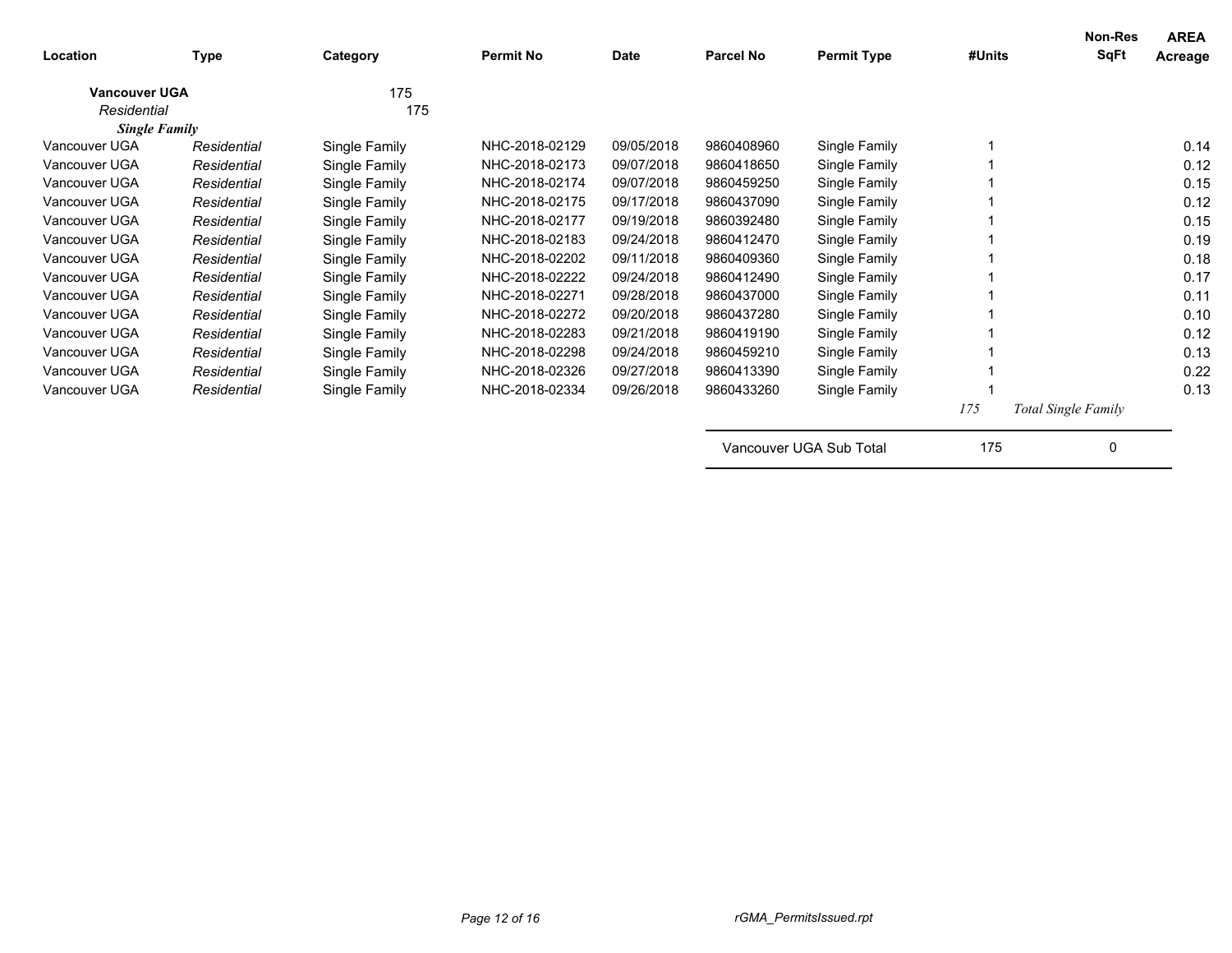| Location | Type | Category | Permit No | Date | Parcel No | Permit Type | #Units | Non-Res SqFt | AREA Acreage |
|---|---|---|---|---|---|---|---|---|---|
| **Vancouver UGA** | | 175 | | | | | | | |
| *Residential* | | 175 | | | | | | | |
| ***Single Family*** | | | | | | | | | |
| Vancouver UGA | *Residential* | Single Family | NHC-2018-02129 | 09/05/2018 | 9860408960 | Single Family | 1 | | 0.14 |
| Vancouver UGA | *Residential* | Single Family | NHC-2018-02173 | 09/07/2018 | 9860418650 | Single Family | 1 | | 0.12 |
| Vancouver UGA | *Residential* | Single Family | NHC-2018-02174 | 09/07/2018 | 9860459250 | Single Family | 1 | | 0.15 |
| Vancouver UGA | *Residential* | Single Family | NHC-2018-02175 | 09/17/2018 | 9860437090 | Single Family | 1 | | 0.12 |
| Vancouver UGA | *Residential* | Single Family | NHC-2018-02177 | 09/19/2018 | 9860392480 | Single Family | 1 | | 0.15 |
| Vancouver UGA | *Residential* | Single Family | NHC-2018-02183 | 09/24/2018 | 9860412470 | Single Family | 1 | | 0.19 |
| Vancouver UGA | *Residential* | Single Family | NHC-2018-02202 | 09/11/2018 | 9860409360 | Single Family | 1 | | 0.18 |
| Vancouver UGA | *Residential* | Single Family | NHC-2018-02222 | 09/24/2018 | 9860412490 | Single Family | 1 | | 0.17 |
| Vancouver UGA | *Residential* | Single Family | NHC-2018-02271 | 09/28/2018 | 9860437000 | Single Family | 1 | | 0.11 |
| Vancouver UGA | *Residential* | Single Family | NHC-2018-02272 | 09/20/2018 | 9860437280 | Single Family | 1 | | 0.10 |
| Vancouver UGA | *Residential* | Single Family | NHC-2018-02283 | 09/21/2018 | 9860419190 | Single Family | 1 | | 0.12 |
| Vancouver UGA | *Residential* | Single Family | NHC-2018-02298 | 09/24/2018 | 9860459210 | Single Family | 1 | | 0.13 |
| Vancouver UGA | *Residential* | Single Family | NHC-2018-02326 | 09/27/2018 | 9860413390 | Single Family | 1 | | 0.22 |
| Vancouver UGA | *Residential* | Single Family | NHC-2018-02334 | 09/26/2018 | 9860433260 | Single Family | 1 | | 0.13 |
| | | | | | | | *175* | *Total Single Family* | |
| | | | | | Vancouver UGA Sub Total | | 175 | 0 | |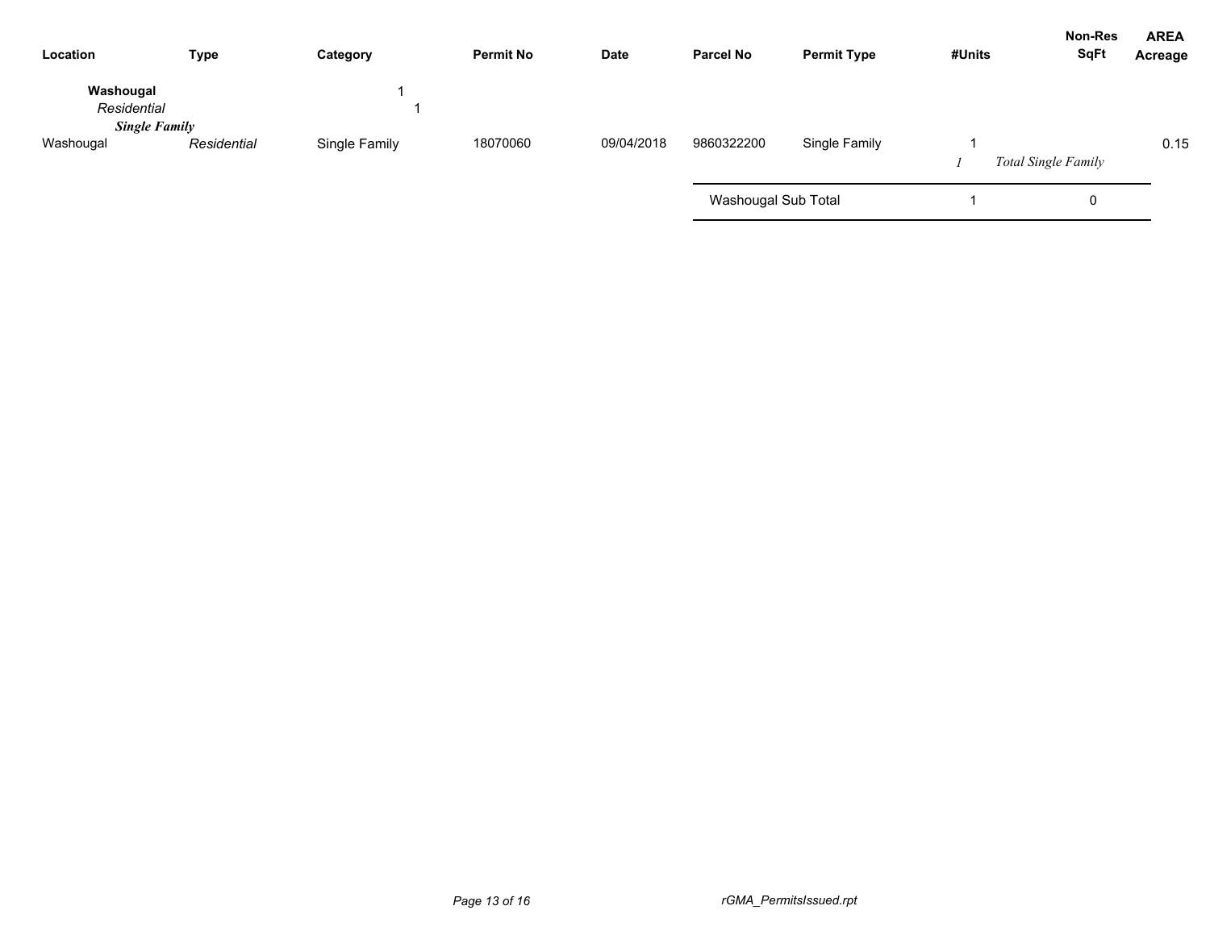| Location | Type | Category | Permit No | Date | Parcel No | Permit Type | #Units | Non-Res SqFt | AREA Acreage |
|---|---|---|---|---|---|---|---|---|---|
| **Washougal** | | 1 | | | | | | | |
| *Residential* | | 1 | | | | | | | |
| ***Single Family*** | | | | | | | | | |
| Washougal | *Residential* | Single Family | 18070060 | 09/04/2018 | 9860322200 | Single Family | 1 | | 0.15 |
| | | | | | | | *1* | *Total Single Family* | |
| | | | | | Washougal Sub Total | | 1 | 0 | |

rGMA_PermitsIssued.rpt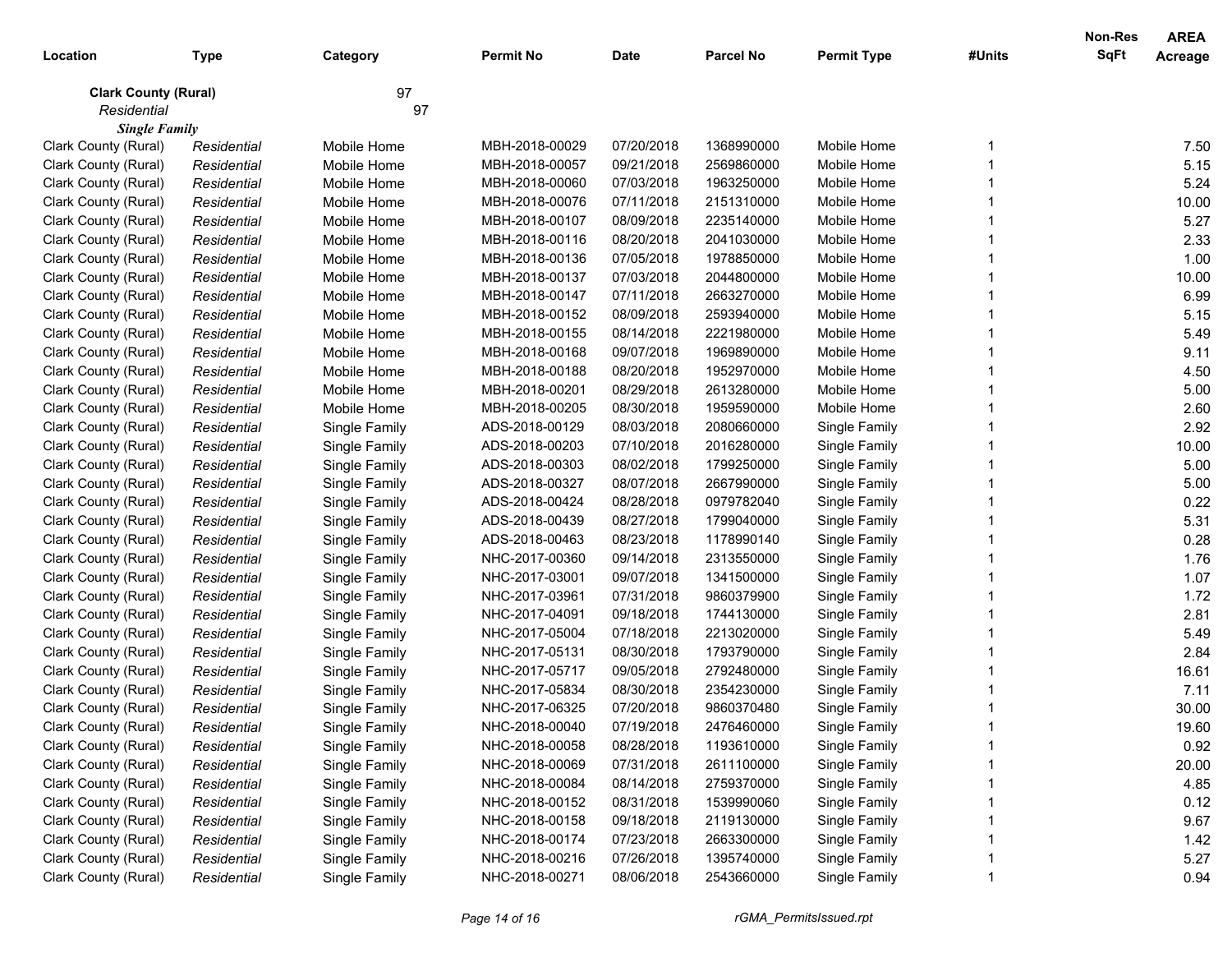| Location | Type | Category | Permit No | Date | Parcel No | Permit Type | #Units | Non-Res SqFt | AREA Acreage |
|---|---|---|---|---|---|---|---|---|---|
| **Clark County (Rural)** | | 97 | | | | | | | |
| *Residential* | | 97 | | | | | | | |
| ***Single Family*** | | | | | | | | | |
| Clark County (Rural) | *Residential* | Mobile Home | MBH-2018-00029 | 07/20/2018 | 1368990000 | Mobile Home | 1 | | 7.50 |
| Clark County (Rural) | *Residential* | Mobile Home | MBH-2018-00057 | 09/21/2018 | 2569860000 | Mobile Home | 1 | | 5.15 |
| Clark County (Rural) | *Residential* | Mobile Home | MBH-2018-00060 | 07/03/2018 | 1963250000 | Mobile Home | 1 | | 5.24 |
| Clark County (Rural) | *Residential* | Mobile Home | MBH-2018-00076 | 07/11/2018 | 2151310000 | Mobile Home | 1 | | 10.00 |
| Clark County (Rural) | *Residential* | Mobile Home | MBH-2018-00107 | 08/09/2018 | 2235140000 | Mobile Home | 1 | | 5.27 |
| Clark County (Rural) | *Residential* | Mobile Home | MBH-2018-00116 | 08/20/2018 | 2041030000 | Mobile Home | 1 | | 2.33 |
| Clark County (Rural) | *Residential* | Mobile Home | MBH-2018-00136 | 07/05/2018 | 1978850000 | Mobile Home | 1 | | 1.00 |
| Clark County (Rural) | *Residential* | Mobile Home | MBH-2018-00137 | 07/03/2018 | 2044800000 | Mobile Home | 1 | | 10.00 |
| Clark County (Rural) | *Residential* | Mobile Home | MBH-2018-00147 | 07/11/2018 | 2663270000 | Mobile Home | 1 | | 6.99 |
| Clark County (Rural) | *Residential* | Mobile Home | MBH-2018-00152 | 08/09/2018 | 2593940000 | Mobile Home | 1 | | 5.15 |
| Clark County (Rural) | *Residential* | Mobile Home | MBH-2018-00155 | 08/14/2018 | 2221980000 | Mobile Home | 1 | | 5.49 |
| Clark County (Rural) | *Residential* | Mobile Home | MBH-2018-00168 | 09/07/2018 | 1969890000 | Mobile Home | 1 | | 9.11 |
| Clark County (Rural) | *Residential* | Mobile Home | MBH-2018-00188 | 08/20/2018 | 1952970000 | Mobile Home | 1 | | 4.50 |
| Clark County (Rural) | *Residential* | Mobile Home | MBH-2018-00201 | 08/29/2018 | 2613280000 | Mobile Home | 1 | | 5.00 |
| Clark County (Rural) | *Residential* | Mobile Home | MBH-2018-00205 | 08/30/2018 | 1959590000 | Mobile Home | 1 | | 2.60 |
| Clark County (Rural) | *Residential* | Single Family | ADS-2018-00129 | 08/03/2018 | 2080660000 | Single Family | 1 | | 2.92 |
| Clark County (Rural) | *Residential* | Single Family | ADS-2018-00203 | 07/10/2018 | 2016280000 | Single Family | 1 | | 10.00 |
| Clark County (Rural) | *Residential* | Single Family | ADS-2018-00303 | 08/02/2018 | 1799250000 | Single Family | 1 | | 5.00 |
| Clark County (Rural) | *Residential* | Single Family | ADS-2018-00327 | 08/07/2018 | 2667990000 | Single Family | 1 | | 5.00 |
| Clark County (Rural) | *Residential* | Single Family | ADS-2018-00424 | 08/28/2018 | 0979782040 | Single Family | 1 | | 0.22 |
| Clark County (Rural) | *Residential* | Single Family | ADS-2018-00439 | 08/27/2018 | 1799040000 | Single Family | 1 | | 5.31 |
| Clark County (Rural) | *Residential* | Single Family | ADS-2018-00463 | 08/23/2018 | 1178990140 | Single Family | 1 | | 0.28 |
| Clark County (Rural) | *Residential* | Single Family | NHC-2017-00360 | 09/14/2018 | 2313550000 | Single Family | 1 | | 1.76 |
| Clark County (Rural) | *Residential* | Single Family | NHC-2017-03001 | 09/07/2018 | 1341500000 | Single Family | 1 | | 1.07 |
| Clark County (Rural) | *Residential* | Single Family | NHC-2017-03961 | 07/31/2018 | 9860379900 | Single Family | 1 | | 1.72 |
| Clark County (Rural) | *Residential* | Single Family | NHC-2017-04091 | 09/18/2018 | 1744130000 | Single Family | 1 | | 2.81 |
| Clark County (Rural) | *Residential* | Single Family | NHC-2017-05004 | 07/18/2018 | 2213020000 | Single Family | 1 | | 5.49 |
| Clark County (Rural) | *Residential* | Single Family | NHC-2017-05131 | 08/30/2018 | 1793790000 | Single Family | 1 | | 2.84 |
| Clark County (Rural) | *Residential* | Single Family | NHC-2017-05717 | 09/05/2018 | 2792480000 | Single Family | 1 | | 16.61 |
| Clark County (Rural) | *Residential* | Single Family | NHC-2017-05834 | 08/30/2018 | 2354230000 | Single Family | 1 | | 7.11 |
| Clark County (Rural) | *Residential* | Single Family | NHC-2017-06325 | 07/20/2018 | 9860370480 | Single Family | 1 | | 30.00 |
| Clark County (Rural) | *Residential* | Single Family | NHC-2018-00040 | 07/19/2018 | 2476460000 | Single Family | 1 | | 19.60 |
| Clark County (Rural) | *Residential* | Single Family | NHC-2018-00058 | 08/28/2018 | 1193610000 | Single Family | 1 | | 0.92 |
| Clark County (Rural) | *Residential* | Single Family | NHC-2018-00069 | 07/31/2018 | 2611100000 | Single Family | 1 | | 20.00 |
| Clark County (Rural) | *Residential* | Single Family | NHC-2018-00084 | 08/14/2018 | 2759370000 | Single Family | 1 | | 4.85 |
| Clark County (Rural) | *Residential* | Single Family | NHC-2018-00152 | 08/31/2018 | 1539990060 | Single Family | 1 | | 0.12 |
| Clark County (Rural) | *Residential* | Single Family | NHC-2018-00158 | 09/18/2018 | 2119130000 | Single Family | 1 | | 9.67 |
| Clark County (Rural) | *Residential* | Single Family | NHC-2018-00174 | 07/23/2018 | 2663300000 | Single Family | 1 | | 1.42 |
| Clark County (Rural) | *Residential* | Single Family | NHC-2018-00216 | 07/26/2018 | 1395740000 | Single Family | 1 | | 5.27 |
| Clark County (Rural) | *Residential* | Single Family | NHC-2018-00271 | 08/06/2018 | 2543660000 | Single Family | 1 | | 0.94 |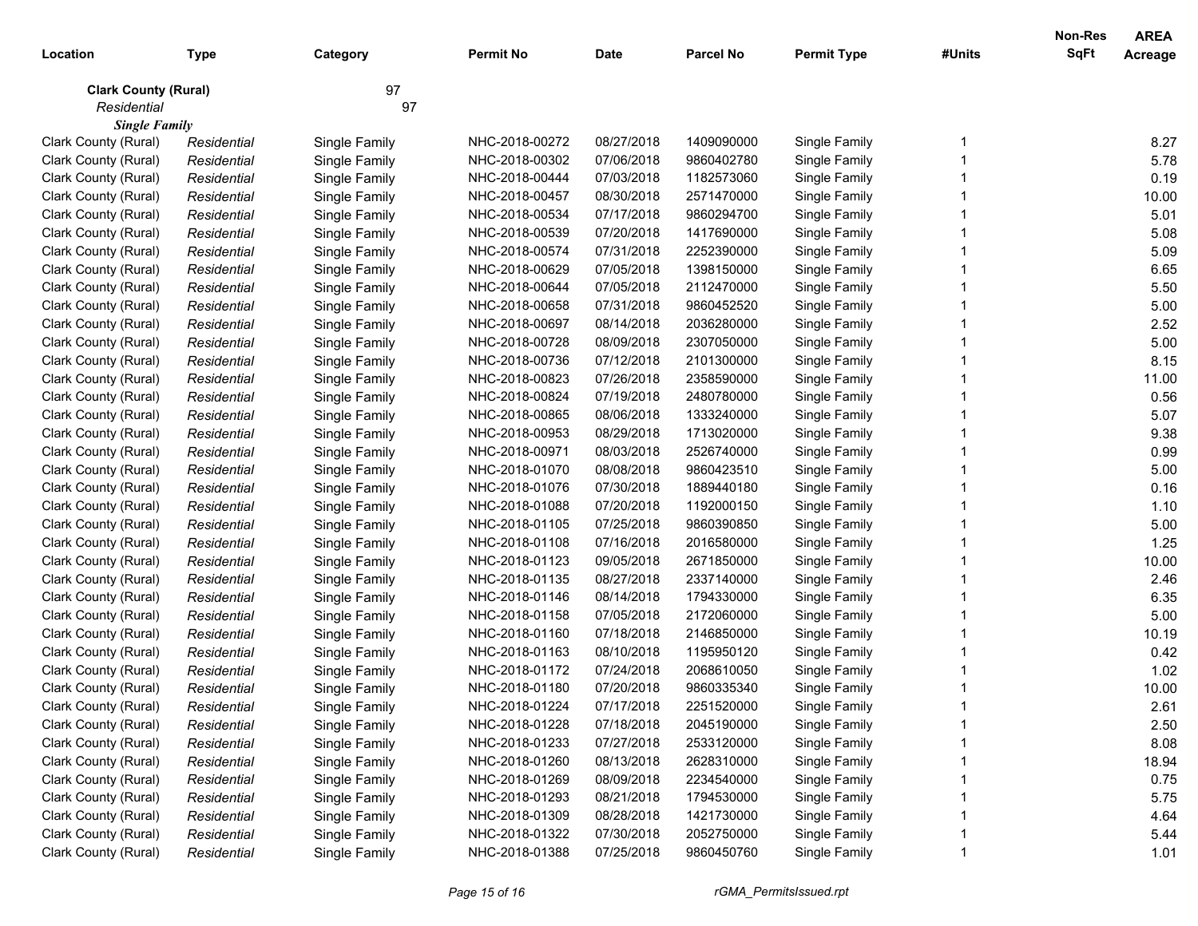| Location | Type | Category | Permit No | Date | Parcel No | Permit Type | #Units | Non-Res SqFt | AREA Acreage |
|---|---|---|---|---|---|---|---|---|---|
| **Clark County (Rural)** | | 97 | | | | | | | |
| *Residential* | | 97 | | | | | | | |
| ***Single Family*** | | | | | | | | | |
| Clark County (Rural) | *Residential* | Single Family | NHC-2018-00272 | 08/27/2018 | 1409090000 | Single Family | 1 | | 8.27 |
| Clark County (Rural) | *Residential* | Single Family | NHC-2018-00302 | 07/06/2018 | 9860402780 | Single Family | 1 | | 5.78 |
| Clark County (Rural) | *Residential* | Single Family | NHC-2018-00444 | 07/03/2018 | 1182573060 | Single Family | 1 | | 0.19 |
| Clark County (Rural) | *Residential* | Single Family | NHC-2018-00457 | 08/30/2018 | 2571470000 | Single Family | 1 | | 10.00 |
| Clark County (Rural) | *Residential* | Single Family | NHC-2018-00534 | 07/17/2018 | 9860294700 | Single Family | 1 | | 5.01 |
| Clark County (Rural) | *Residential* | Single Family | NHC-2018-00539 | 07/20/2018 | 1417690000 | Single Family | 1 | | 5.08 |
| Clark County (Rural) | *Residential* | Single Family | NHC-2018-00574 | 07/31/2018 | 2252390000 | Single Family | 1 | | 5.09 |
| Clark County (Rural) | *Residential* | Single Family | NHC-2018-00629 | 07/05/2018 | 1398150000 | Single Family | 1 | | 6.65 |
| Clark County (Rural) | *Residential* | Single Family | NHC-2018-00644 | 07/05/2018 | 2112470000 | Single Family | 1 | | 5.50 |
| Clark County (Rural) | *Residential* | Single Family | NHC-2018-00658 | 07/31/2018 | 9860452520 | Single Family | 1 | | 5.00 |
| Clark County (Rural) | *Residential* | Single Family | NHC-2018-00697 | 08/14/2018 | 2036280000 | Single Family | 1 | | 2.52 |
| Clark County (Rural) | *Residential* | Single Family | NHC-2018-00728 | 08/09/2018 | 2307050000 | Single Family | 1 | | 5.00 |
| Clark County (Rural) | *Residential* | Single Family | NHC-2018-00736 | 07/12/2018 | 2101300000 | Single Family | 1 | | 8.15 |
| Clark County (Rural) | *Residential* | Single Family | NHC-2018-00823 | 07/26/2018 | 2358590000 | Single Family | 1 | | 11.00 |
| Clark County (Rural) | *Residential* | Single Family | NHC-2018-00824 | 07/19/2018 | 2480780000 | Single Family | 1 | | 0.56 |
| Clark County (Rural) | *Residential* | Single Family | NHC-2018-00865 | 08/06/2018 | 1333240000 | Single Family | 1 | | 5.07 |
| Clark County (Rural) | *Residential* | Single Family | NHC-2018-00953 | 08/29/2018 | 1713020000 | Single Family | 1 | | 9.38 |
| Clark County (Rural) | *Residential* | Single Family | NHC-2018-00971 | 08/03/2018 | 2526740000 | Single Family | 1 | | 0.99 |
| Clark County (Rural) | *Residential* | Single Family | NHC-2018-01070 | 08/08/2018 | 9860423510 | Single Family | 1 | | 5.00 |
| Clark County (Rural) | *Residential* | Single Family | NHC-2018-01076 | 07/30/2018 | 1889440180 | Single Family | 1 | | 0.16 |
| Clark County (Rural) | *Residential* | Single Family | NHC-2018-01088 | 07/20/2018 | 1192000150 | Single Family | 1 | | 1.10 |
| Clark County (Rural) | *Residential* | Single Family | NHC-2018-01105 | 07/25/2018 | 9860390850 | Single Family | 1 | | 5.00 |
| Clark County (Rural) | *Residential* | Single Family | NHC-2018-01108 | 07/16/2018 | 2016580000 | Single Family | 1 | | 1.25 |
| Clark County (Rural) | *Residential* | Single Family | NHC-2018-01123 | 09/05/2018 | 2671850000 | Single Family | 1 | | 10.00 |
| Clark County (Rural) | *Residential* | Single Family | NHC-2018-01135 | 08/27/2018 | 2337140000 | Single Family | 1 | | 2.46 |
| Clark County (Rural) | *Residential* | Single Family | NHC-2018-01146 | 08/14/2018 | 1794330000 | Single Family | 1 | | 6.35 |
| Clark County (Rural) | *Residential* | Single Family | NHC-2018-01158 | 07/05/2018 | 2172060000 | Single Family | 1 | | 5.00 |
| Clark County (Rural) | *Residential* | Single Family | NHC-2018-01160 | 07/18/2018 | 2146850000 | Single Family | 1 | | 10.19 |
| Clark County (Rural) | *Residential* | Single Family | NHC-2018-01163 | 08/10/2018 | 1195950120 | Single Family | 1 | | 0.42 |
| Clark County (Rural) | *Residential* | Single Family | NHC-2018-01172 | 07/24/2018 | 2068610050 | Single Family | 1 | | 1.02 |
| Clark County (Rural) | *Residential* | Single Family | NHC-2018-01180 | 07/20/2018 | 9860335340 | Single Family | 1 | | 10.00 |
| Clark County (Rural) | *Residential* | Single Family | NHC-2018-01224 | 07/17/2018 | 2251520000 | Single Family | 1 | | 2.61 |
| Clark County (Rural) | *Residential* | Single Family | NHC-2018-01228 | 07/18/2018 | 2045190000 | Single Family | 1 | | 2.50 |
| Clark County (Rural) | *Residential* | Single Family | NHC-2018-01233 | 07/27/2018 | 2533120000 | Single Family | 1 | | 8.08 |
| Clark County (Rural) | *Residential* | Single Family | NHC-2018-01260 | 08/13/2018 | 2628310000 | Single Family | 1 | | 18.94 |
| Clark County (Rural) | *Residential* | Single Family | NHC-2018-01269 | 08/09/2018 | 2234540000 | Single Family | 1 | | 0.75 |
| Clark County (Rural) | *Residential* | Single Family | NHC-2018-01293 | 08/21/2018 | 1794530000 | Single Family | 1 | | 5.75 |
| Clark County (Rural) | *Residential* | Single Family | NHC-2018-01309 | 08/28/2018 | 1421730000 | Single Family | 1 | | 4.64 |
| Clark County (Rural) | *Residential* | Single Family | NHC-2018-01322 | 07/30/2018 | 2052750000 | Single Family | 1 | | 5.44 |
| Clark County (Rural) | *Residential* | Single Family | NHC-2018-01388 | 07/25/2018 | 9860450760 | Single Family | 1 | | 1.01 |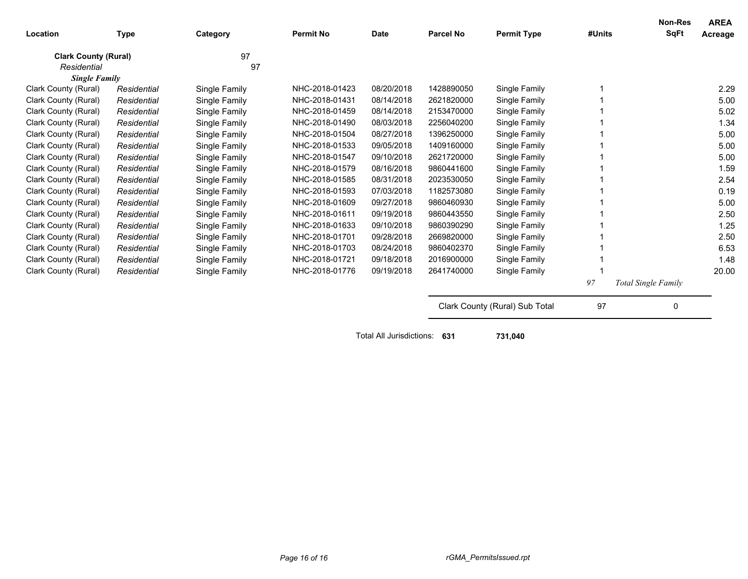| Location | Type | Category | Permit No | Date | Parcel No | Permit Type | #Units | Non-Res SqFt | AREA Acreage |
|---|---|---|---|---|---|---|---|---|---|
| **Clark County (Rural)** | | 97 | | | | | | | |
| *Residential* | | 97 | | | | | | | |
| ***Single Family*** | | | | | | | | | |
| Clark County (Rural) | *Residential* | Single Family | NHC-2018-01423 | 08/20/2018 | 1428890050 | Single Family | 1 | | 2.29 |
| Clark County (Rural) | *Residential* | Single Family | NHC-2018-01431 | 08/14/2018 | 2621820000 | Single Family | 1 | | 5.00 |
| Clark County (Rural) | *Residential* | Single Family | NHC-2018-01459 | 08/14/2018 | 2153470000 | Single Family | 1 | | 5.02 |
| Clark County (Rural) | *Residential* | Single Family | NHC-2018-01490 | 08/03/2018 | 2256040200 | Single Family | 1 | | 1.34 |
| Clark County (Rural) | *Residential* | Single Family | NHC-2018-01504 | 08/27/2018 | 1396250000 | Single Family | 1 | | 5.00 |
| Clark County (Rural) | *Residential* | Single Family | NHC-2018-01533 | 09/05/2018 | 1409160000 | Single Family | 1 | | 5.00 |
| Clark County (Rural) | *Residential* | Single Family | NHC-2018-01547 | 09/10/2018 | 2621720000 | Single Family | 1 | | 5.00 |
| Clark County (Rural) | *Residential* | Single Family | NHC-2018-01579 | 08/16/2018 | 9860441600 | Single Family | 1 | | 1.59 |
| Clark County (Rural) | *Residential* | Single Family | NHC-2018-01585 | 08/31/2018 | 2023530050 | Single Family | 1 | | 2.54 |
| Clark County (Rural) | *Residential* | Single Family | NHC-2018-01593 | 07/03/2018 | 1182573080 | Single Family | 1 | | 0.19 |
| Clark County (Rural) | *Residential* | Single Family | NHC-2018-01609 | 09/27/2018 | 9860460930 | Single Family | 1 | | 5.00 |
| Clark County (Rural) | *Residential* | Single Family | NHC-2018-01611 | 09/19/2018 | 9860443550 | Single Family | 1 | | 2.50 |
| Clark County (Rural) | *Residential* | Single Family | NHC-2018-01633 | 09/10/2018 | 9860390290 | Single Family | 1 | | 1.25 |
| Clark County (Rural) | *Residential* | Single Family | NHC-2018-01701 | 09/28/2018 | 2669820000 | Single Family | 1 | | 2.50 |
| Clark County (Rural) | *Residential* | Single Family | NHC-2018-01703 | 08/24/2018 | 9860402370 | Single Family | 1 | | 6.53 |
| Clark County (Rural) | *Residential* | Single Family | NHC-2018-01721 | 09/18/2018 | 2016900000 | Single Family | 1 | | 1.48 |
| Clark County (Rural) | *Residential* | Single Family | NHC-2018-01776 | 09/19/2018 | 2641740000 | Single Family | 1 | | 20.00 |
| | | | | | | | *97* | *Total Single Family* | |
| | | | | | Clark County (Rural) Sub Total | | 97 | 0 | |

Total All Jurisdictions: **631** **731,040**